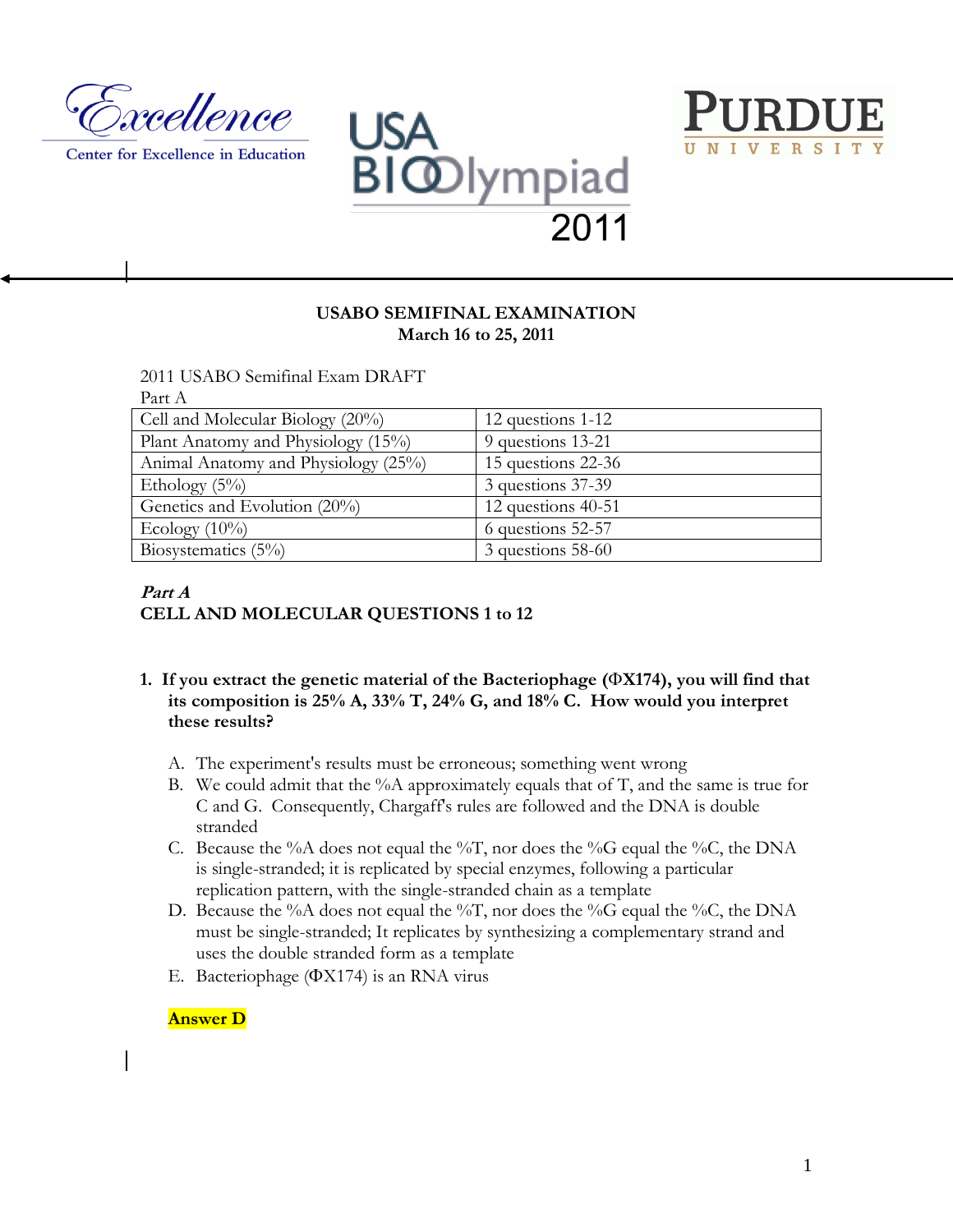Excellence
Center for Excellence in Education

USA BIOlympiad 2011

PURDUE UNIVERSITY

## USABO SEMIFINAL EXAMINATION
## March 16 to 25, 2011

2011 USABO Semifinal Exam DRAFT
Part A

| Cell and Molecular Biology (20%) | 12 questions 1-12 |
|---|---|
| Plant Anatomy and Physiology (15%) | 9 questions 13-21 |
| Animal Anatomy and Physiology (25%) | 15 questions 22-36 |
| Ethology (5%) | 3 questions 37-39 |
| Genetics and Evolution (20%) | 12 questions 40-51 |
| Ecology (10%) | 6 questions 52-57 |
| Biosystematics (5%) | 3 questions 58-60 |

***Part A***
**CELL AND MOLECULAR QUESTIONS 1 to 12**

**1. If you extract the genetic material of the Bacteriophage (ΦX174), you will find that its composition is 25% A, 33% T, 24% G, and 18% C. How would you interpret these results?**

A. The experiment's results must be erroneous; something went wrong
B. We could admit that the %A approximately equals that of T, and the same is true for C and G. Consequently, Chargaff's rules are followed and the DNA is double stranded
C. Because the %A does not equal the %T, nor does the %G equal the %C, the DNA is single-stranded; it is replicated by special enzymes, following a particular replication pattern, with the single-stranded chain as a template
D. Because the %A does not equal the %T, nor does the %G equal the %C, the DNA must be single-stranded; It replicates by synthesizing a complementary strand and uses the double stranded form as a template
E. Bacteriophage (ΦX174) is an RNA virus

**Answer D**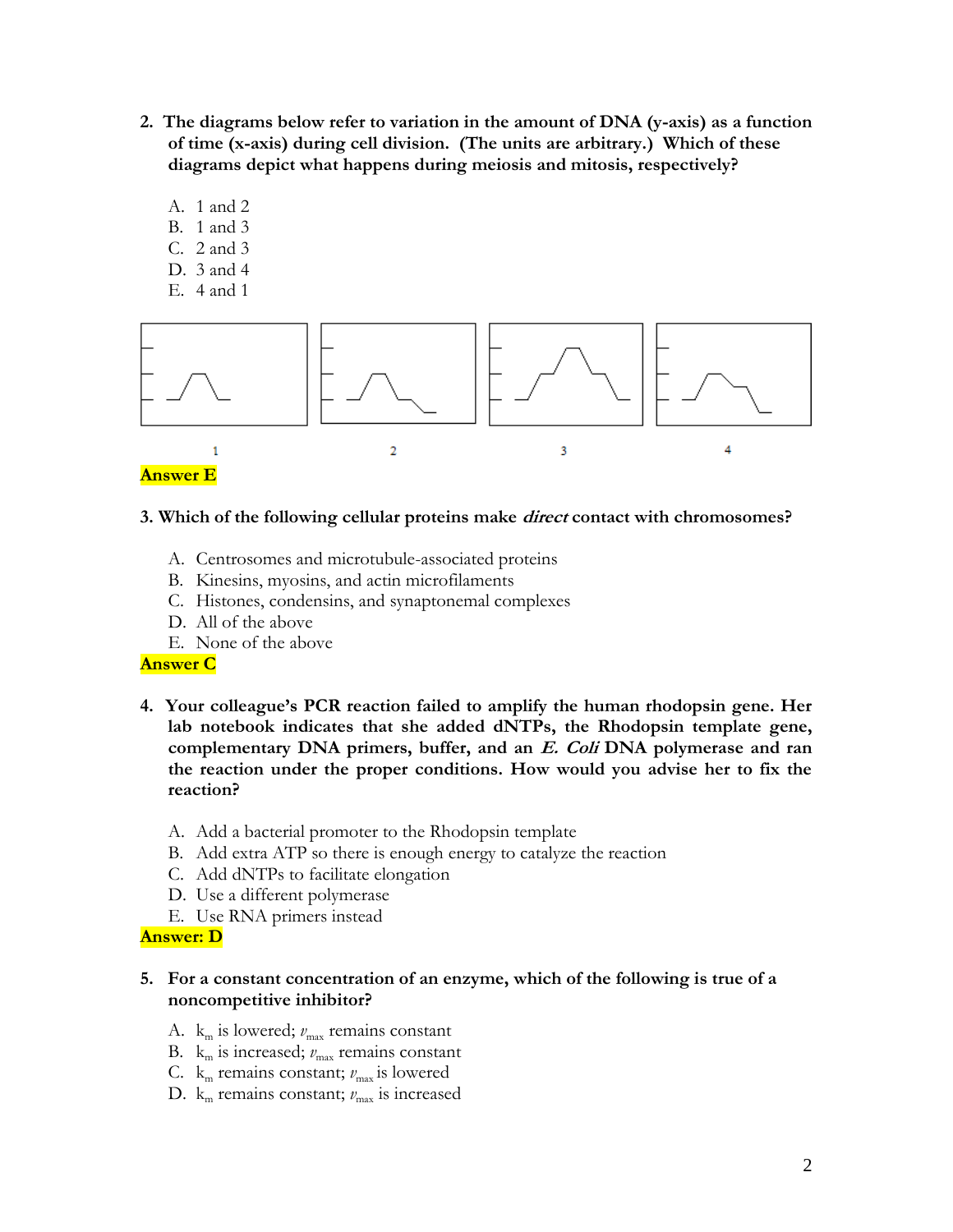2. **The diagrams below refer to variation in the amount of DNA (y-axis) as a function of time (x-axis) during cell division. (The units are arbitrary.) Which of these diagrams depict what happens during meiosis and mitosis, respectively?**

   A. 1 and 2
   B. 1 and 3
   C. 2 and 3
   D. 3 and 4
   E. 4 and 1

1 2 3 4

**Answer E**

3. **Which of the following cellular proteins make *direct* contact with chromosomes?**

   A. Centrosomes and microtubule-associated proteins
   B. Kinesins, myosins, and actin microfilaments
   C. Histones, condensins, and synaptonemal complexes
   D. All of the above
   E. None of the above

**Answer C**

4. **Your colleague's PCR reaction failed to amplify the human rhodopsin gene. Her lab notebook indicates that she added dNTPs, the Rhodopsin template gene, complementary DNA primers, buffer, and an *E. Coli* DNA polymerase and ran the reaction under the proper conditions. How would you advise her to fix the reaction?**

   A. Add a bacterial promoter to the Rhodopsin template
   B. Add extra ATP so there is enough energy to catalyze the reaction
   C. Add dNTPs to facilitate elongation
   D. Use a different polymerase
   E. Use RNA primers instead

**Answer: D**

5. **For a constant concentration of an enzyme, which of the following is true of a noncompetitive inhibitor?**

   A. $k_m$ is lowered; $v_{max}$ remains constant
   B. $k_m$ is increased; $v_{max}$ remains constant
   C. $k_m$ remains constant; $v_{max}$ is lowered
   D. $k_m$ remains constant; $v_{max}$ is increased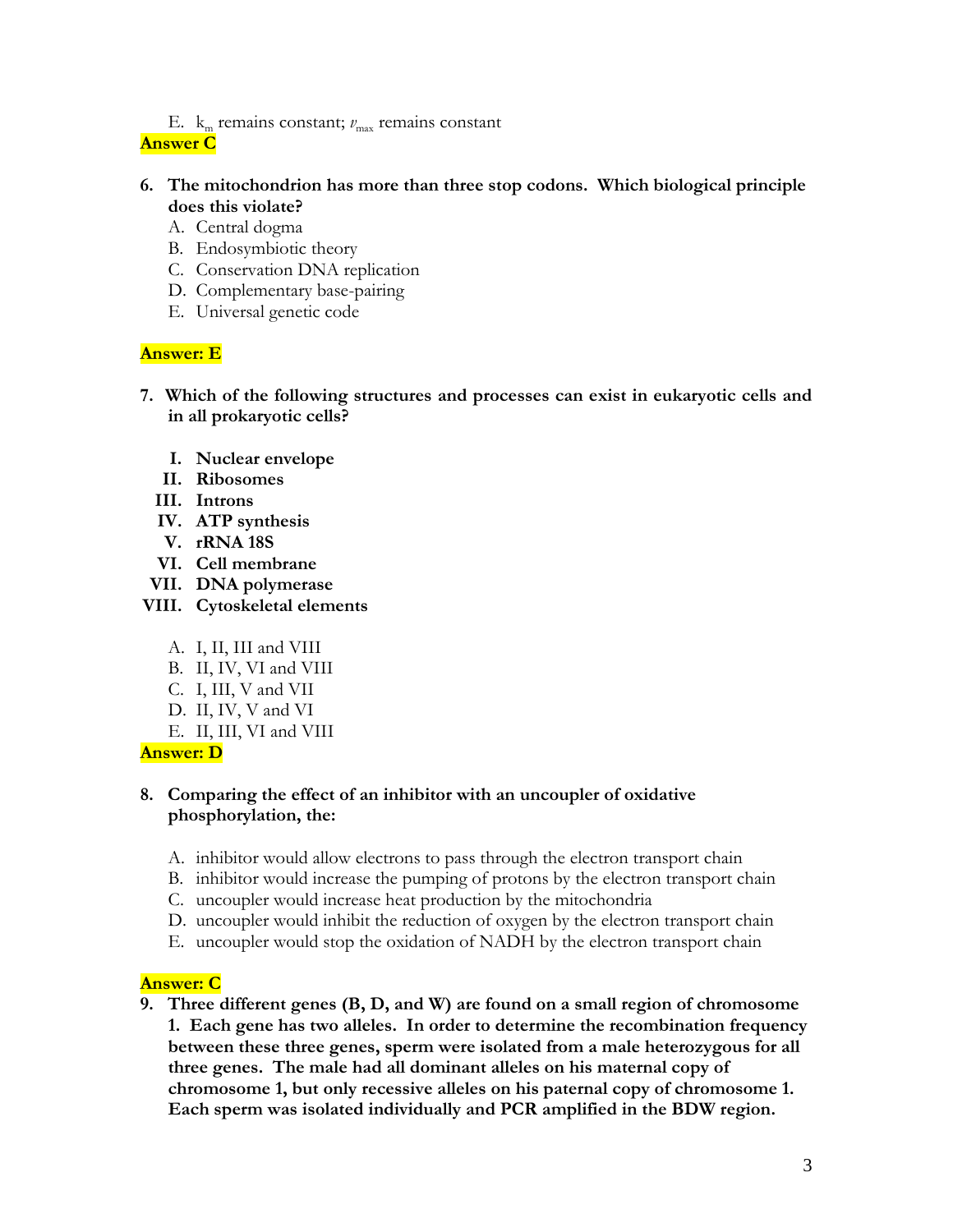E. $k_m$ remains constant; $v_{max}$ remains constant

**Answer C**

6. **The mitochondrion has more than three stop codons. Which biological principle does this violate?**
   A. Central dogma
   B. Endosymbiotic theory
   C. Conservation DNA replication
   D. Complementary base-pairing
   E. Universal genetic code

**Answer: E**

7. **Which of the following structures and processes can exist in eukaryotic cells and in all prokaryotic cells?**

   I. **Nuclear envelope**
   II. **Ribosomes**
   III. **Introns**
   IV. **ATP synthesis**
   V. **rRNA 18S**
   VI. **Cell membrane**
   VII. **DNA polymerase**
   VIII. **Cytoskeletal elements**

   A. I, II, III and VIII
   B. II, IV, VI and VIII
   C. I, III, V and VII
   D. II, IV, V and VI
   E. II, III, VI and VIII

**Answer: D**

8. **Comparing the effect of an inhibitor with an uncoupler of oxidative phosphorylation, the:**

   A. inhibitor would allow electrons to pass through the electron transport chain
   B. inhibitor would increase the pumping of protons by the electron transport chain
   C. uncoupler would increase heat production by the mitochondria
   D. uncoupler would inhibit the reduction of oxygen by the electron transport chain
   E. uncoupler would stop the oxidation of NADH by the electron transport chain

**Answer: C**

9. **Three different genes (B, D, and W) are found on a small region of chromosome 1. Each gene has two alleles. In order to determine the recombination frequency between these three genes, sperm were isolated from a male heterozygous for all three genes. The male had all dominant alleles on his maternal copy of chromosome 1, but only recessive alleles on his paternal copy of chromosome 1. Each sperm was isolated individually and PCR amplified in the BDW region.**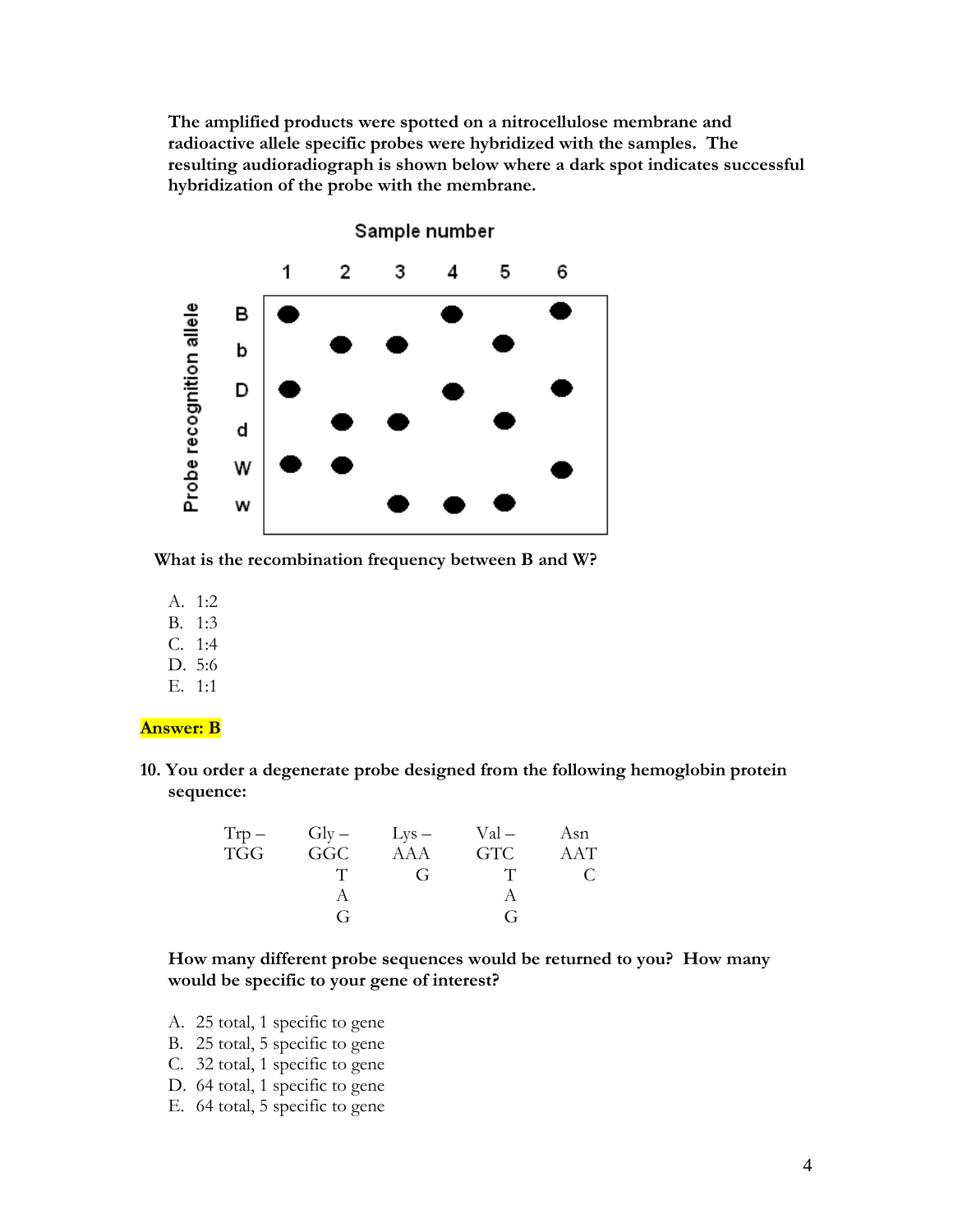The amplified products were spotted on a nitrocellulose membrane and radioactive allele specific probes were hybridized with the samples. The resulting audioradiograph is shown below where a dark spot indicates successful hybridization of the probe with the membrane.

**Sample number**

| Probe recognition allele | 1 | 2 | 3 | 4 | 5 | 6 |
|---|---|---|---|---|---|---|
| B | ● | | | ● | | ● |
| b | | ● | ● | | ● | |
| D | ● | | | ● | | ● |
| d | | ● | ● | | ● | |
| W | ● | ● | | | | ● |
| w | | | ● | ● | ● | |

What is the recombination frequency between B and W?

A. 1:2
B. 1:3
C. 1:4
D. 5:6
E. 1:1

Answer: B

**10. You order a degenerate probe designed from the following hemoglobin protein sequence:**

| Trp – | Gly – | Lys – | Val – | Asn |
|---|---|---|---|---|
| TGG | GGC | AAA | GTC | AAT |
| | T | G | T | C |
| | A | | A | |
| | G | | G | |

**How many different probe sequences would be returned to you? How many would be specific to your gene of interest?**

A. 25 total, 1 specific to gene
B. 25 total, 5 specific to gene
C. 32 total, 1 specific to gene
D. 64 total, 1 specific to gene
E. 64 total, 5 specific to gene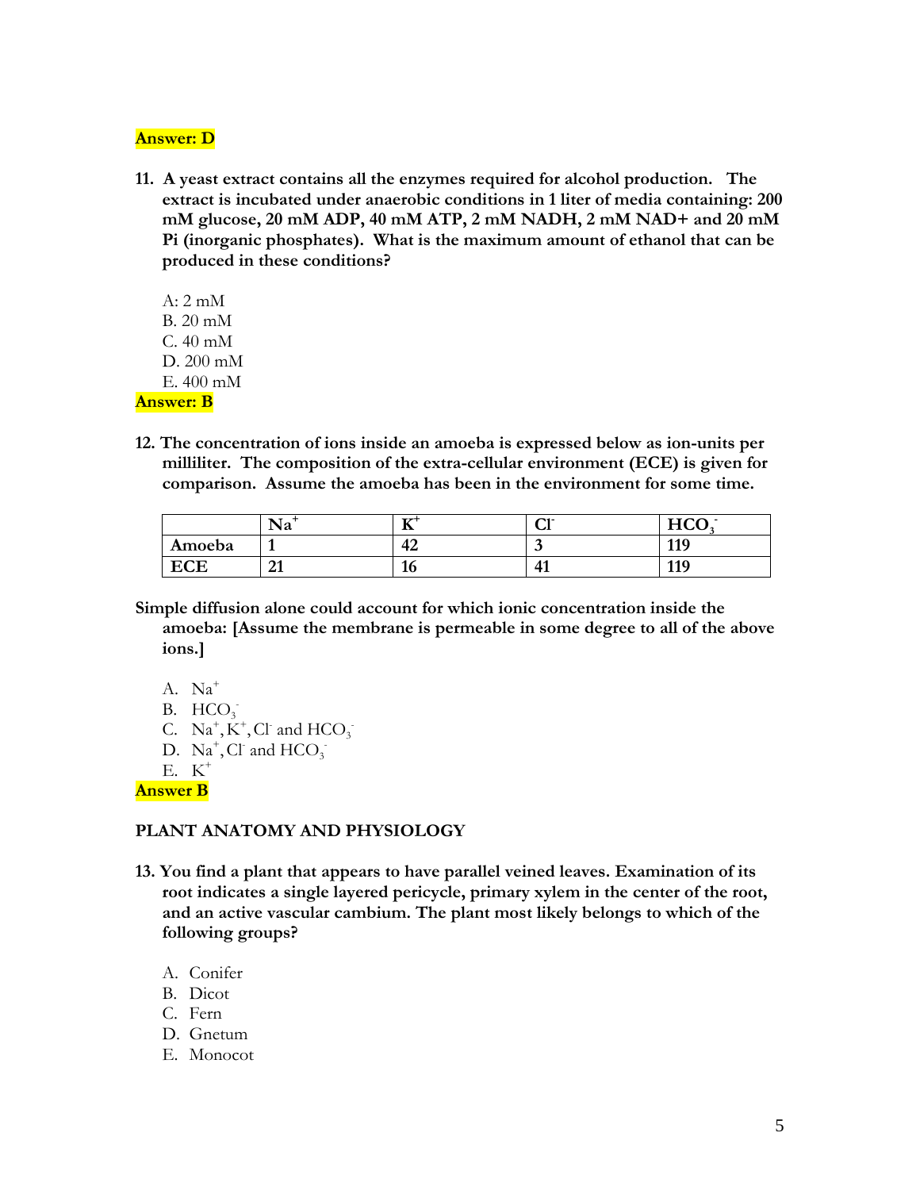**Answer: D**

11. **A yeast extract contains all the enzymes required for alcohol production. The extract is incubated under anaerobic conditions in 1 liter of media containing: 200 mM glucose, 20 mM ADP, 40 mM ATP, 2 mM NADH, 2 mM NAD+ and 20 mM Pi (inorganic phosphates). What is the maximum amount of ethanol that can be produced in these conditions?**

   A: 2 mM
   B. 20 mM
   C. 40 mM
   D. 200 mM
   E. 400 mM

**Answer: B**

12. **The concentration of ions inside an amoeba is expressed below as ion-units per milliliter. The composition of the extra-cellular environment (ECE) is given for comparison. Assume the amoeba has been in the environment for some time.**

| | $Na^+$ | $K^+$ | $Cl^-$ | $HCO_3^-$ |
|---|---|---|---|---|
| **Amoeba** | **1** | **42** | **3** | **119** |
| **ECE** | **21** | **16** | **41** | **119** |

**Simple diffusion alone could account for which ionic concentration inside the amoeba: [Assume the membrane is permeable in some degree to all of the above ions.]**

   A. $Na^+$
   B. $HCO_3^-$
   C. $Na^+$, $K^+$, $Cl^-$ and $HCO_3^-$
   D. $Na^+$, $Cl^-$ and $HCO_3^-$
   E. $K^+$

**Answer B**

**PLANT ANATOMY AND PHYSIOLOGY**

13. **You find a plant that appears to have parallel veined leaves. Examination of its root indicates a single layered pericycle, primary xylem in the center of the root, and an active vascular cambium. The plant most likely belongs to which of the following groups?**

   A. Conifer
   B. Dicot
   C. Fern
   D. Gnetum
   E. Monocot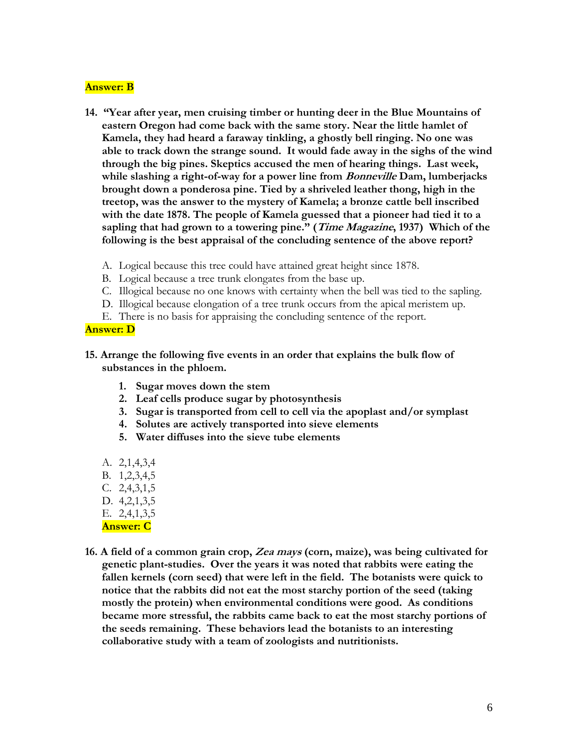**Answer: B**

14. **"Year after year, men cruising timber or hunting deer in the Blue Mountains of eastern Oregon had come back with the same story. Near the little hamlet of Kamela, they had heard a faraway tinkling, a ghostly bell ringing. No one was able to track down the strange sound. It would fade away in the sighs of the wind through the big pines. Skeptics accused the men of hearing things. Last week, while slashing a right-of-way for a power line from *Bonneville* Dam, lumberjacks brought down a ponderosa pine. Tied by a shriveled leather thong, high in the treetop, was the answer to the mystery of Kamela; a bronze cattle bell inscribed with the date 1878. The people of Kamela guessed that a pioneer had tied it to a sapling that had grown to a towering pine." (*Time Magazine*, 1937) Which of the following is the best appraisal of the concluding sentence of the above report?**

   A. Logical because this tree could have attained great height since 1878.
   B. Logical because a tree trunk elongates from the base up.
   C. Illogical because no one knows with certainty when the bell was tied to the sapling.
   D. Illogical because elongation of a tree trunk occurs from the apical meristem up.
   E. There is no basis for appraising the concluding sentence of the report.

**Answer: D**

15. **Arrange the following five events in an order that explains the bulk flow of substances in the phloem.**

   1. **Sugar moves down the stem**
   2. **Leaf cells produce sugar by photosynthesis**
   3. **Sugar is transported from cell to cell via the apoplast and/or symplast**
   4. **Solutes are actively transported into sieve elements**
   5. **Water diffuses into the sieve tube elements**

   A. 2,1,4,3,4
   B. 1,2,3,4,5
   C. 2,4,3,1,5
   D. 4,2,1,3,5
   E. 2,4,1,3,5

   **Answer: C**

16. **A field of a common grain crop, *Zea mays* (corn, maize), was being cultivated for genetic plant-studies. Over the years it was noted that rabbits were eating the fallen kernels (corn seed) that were left in the field. The botanists were quick to notice that the rabbits did not eat the most starchy portion of the seed (taking mostly the protein) when environmental conditions were good. As conditions became more stressful, the rabbits came back to eat the most starchy portions of the seeds remaining. These behaviors lead the botanists to an interesting collaborative study with a team of zoologists and nutritionists.**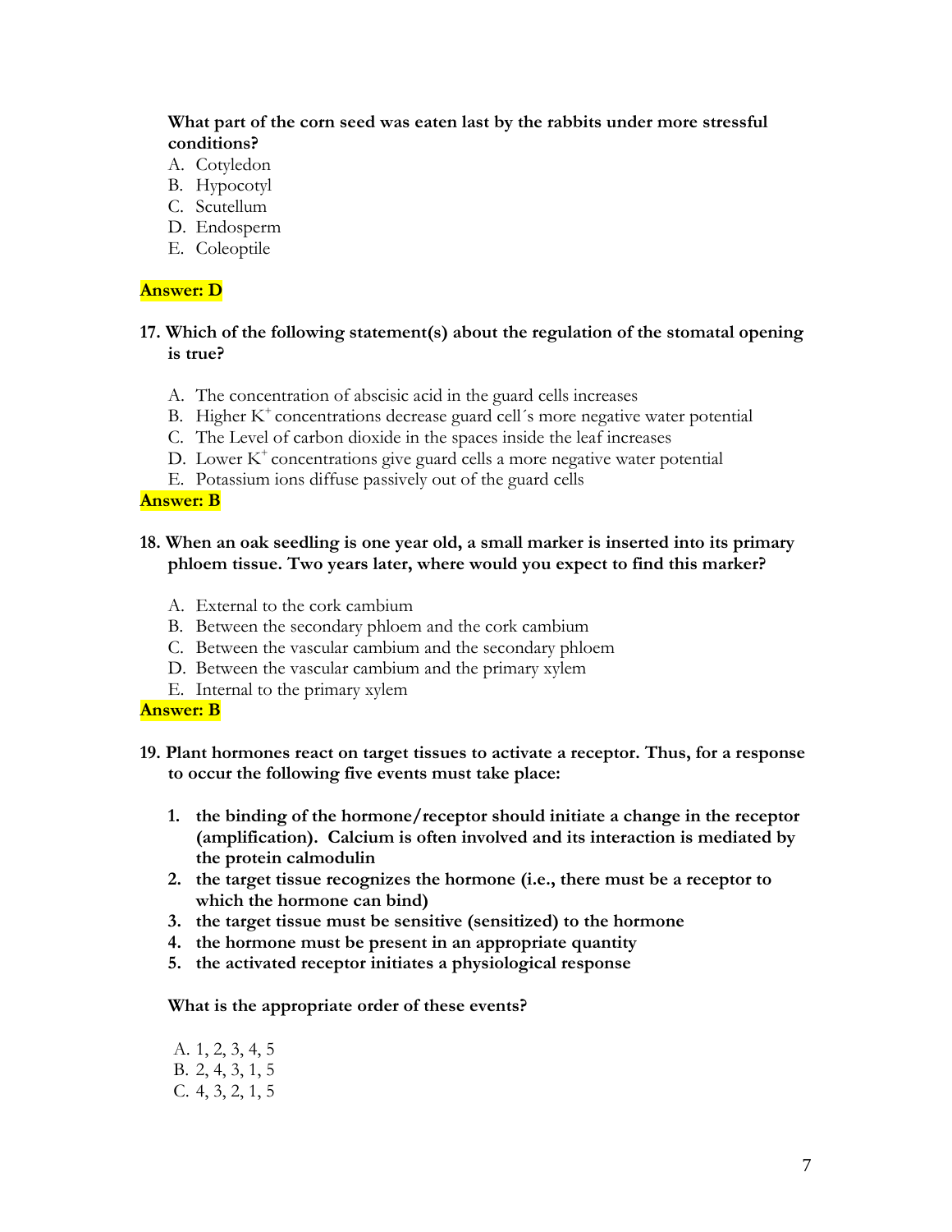**What part of the corn seed was eaten last by the rabbits under more stressful conditions?**

A. Cotyledon
B. Hypocotyl
C. Scutellum
D. Endosperm
E. Coleoptile

**Answer: D**

**17. Which of the following statement(s) about the regulation of the stomatal opening is true?**

A. The concentration of abscisic acid in the guard cells increases
B. Higher $K^+$ concentrations decrease guard cell´s more negative water potential
C. The Level of carbon dioxide in the spaces inside the leaf increases
D. Lower $K^+$ concentrations give guard cells a more negative water potential
E. Potassium ions diffuse passively out of the guard cells

**Answer: B**

**18. When an oak seedling is one year old, a small marker is inserted into its primary phloem tissue. Two years later, where would you expect to find this marker?**

A. External to the cork cambium
B. Between the secondary phloem and the cork cambium
C. Between the vascular cambium and the secondary phloem
D. Between the vascular cambium and the primary xylem
E. Internal to the primary xylem

**Answer: B**

**19. Plant hormones react on target tissues to activate a receptor. Thus, for a response to occur the following five events must take place:**

1. **the binding of the hormone/receptor should initiate a change in the receptor (amplification). Calcium is often involved and its interaction is mediated by the protein calmodulin**
2. **the target tissue recognizes the hormone (i.e., there must be a receptor to which the hormone can bind)**
3. **the target tissue must be sensitive (sensitized) to the hormone**
4. **the hormone must be present in an appropriate quantity**
5. **the activated receptor initiates a physiological response**

**What is the appropriate order of these events?**

A. 1, 2, 3, 4, 5
B. 2, 4, 3, 1, 5
C. 4, 3, 2, 1, 5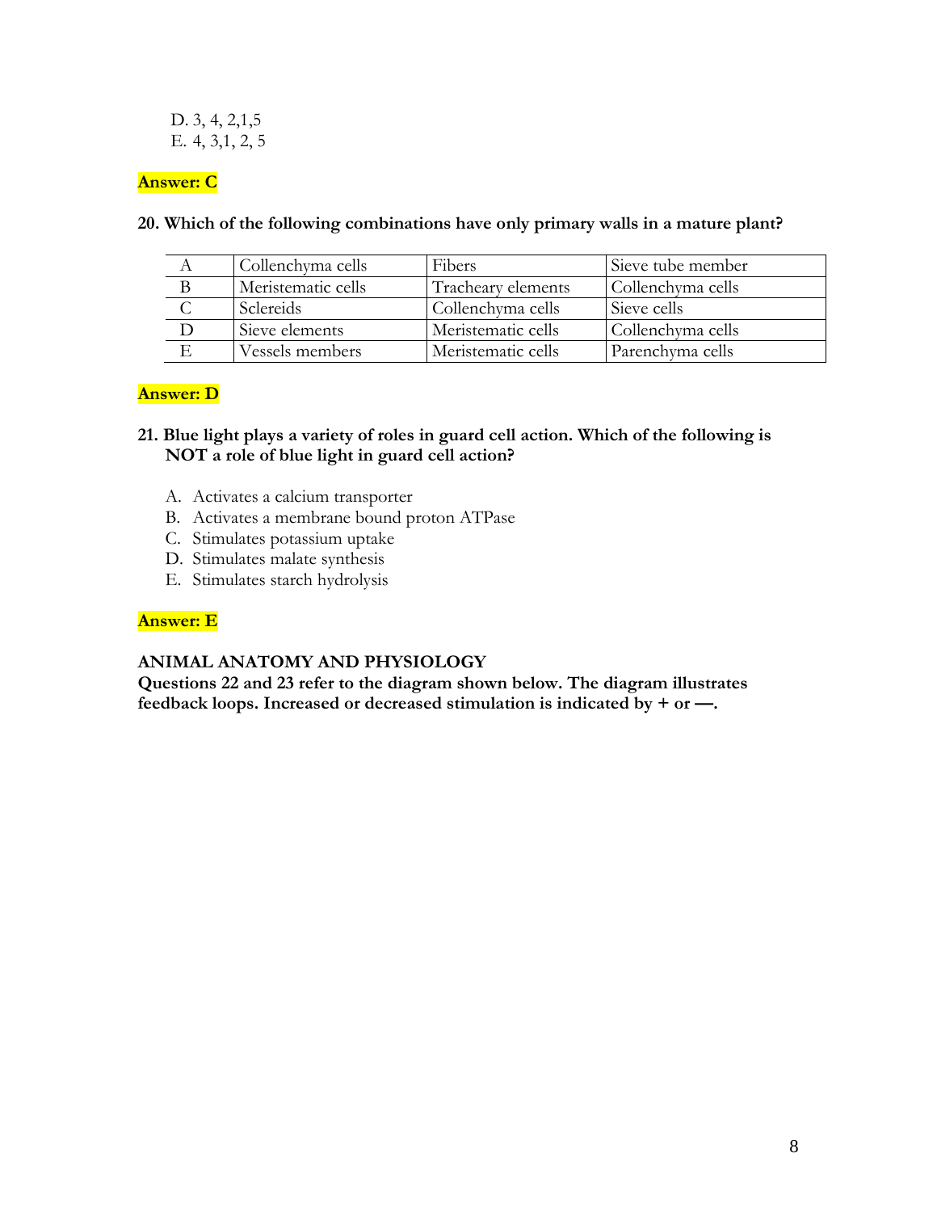D. 3, 4, 2,1,5
E. 4, 3,1, 2, 5

**Answer: C**

**20. Which of the following combinations have only primary walls in a mature plant?**

| | | | |
|---|---|---|---|
| A | Collenchyma cells | Fibers | Sieve tube member |
| B | Meristematic cells | Tracheary elements | Collenchyma cells |
| C | Sclereids | Collenchyma cells | Sieve cells |
| D | Sieve elements | Meristematic cells | Collenchyma cells |
| E | Vessels members | Meristematic cells | Parenchyma cells |

**Answer: D**

**21. Blue light plays a variety of roles in guard cell action. Which of the following is NOT a role of blue light in guard cell action?**

A. Activates a calcium transporter
B. Activates a membrane bound proton ATPase
C. Stimulates potassium uptake
D. Stimulates malate synthesis
E. Stimulates starch hydrolysis

**Answer: E**

**ANIMAL ANATOMY AND PHYSIOLOGY**

**Questions 22 and 23 refer to the diagram shown below. The diagram illustrates feedback loops. Increased or decreased stimulation is indicated by + or —.**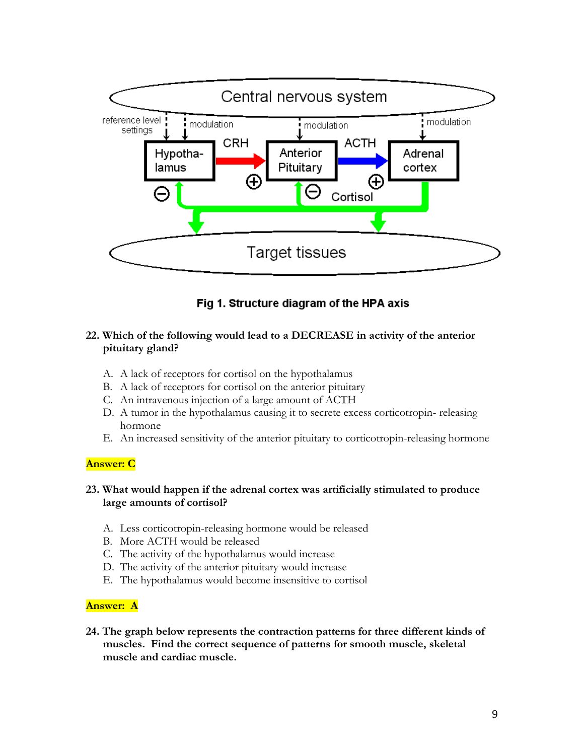Central nervous system

reference level settings | modulation | modulation | modulation

Hypothalamus → CRH (+) → Anterior Pituitary → ACTH (+) → Adrenal cortex

Cortisol (−) feedback to Hypothalamus and Anterior Pituitary

Target tissues

**Fig 1. Structure diagram of the HPA axis**

**22. Which of the following would lead to a DECREASE in activity of the anterior pituitary gland?**

A. A lack of receptors for cortisol on the hypothalamus
B. A lack of receptors for cortisol on the anterior pituitary
C. An intravenous injection of a large amount of ACTH
D. A tumor in the hypothalamus causing it to secrete excess corticotropin- releasing hormone
E. An increased sensitivity of the anterior pituitary to corticotropin-releasing hormone

**Answer: C**

**23. What would happen if the adrenal cortex was artificially stimulated to produce large amounts of cortisol?**

A. Less corticotropin-releasing hormone would be released
B. More ACTH would be released
C. The activity of the hypothalamus would increase
D. The activity of the anterior pituitary would increase
E. The hypothalamus would become insensitive to cortisol

**Answer: A**

**24. The graph below represents the contraction patterns for three different kinds of muscles. Find the correct sequence of patterns for smooth muscle, skeletal muscle and cardiac muscle.**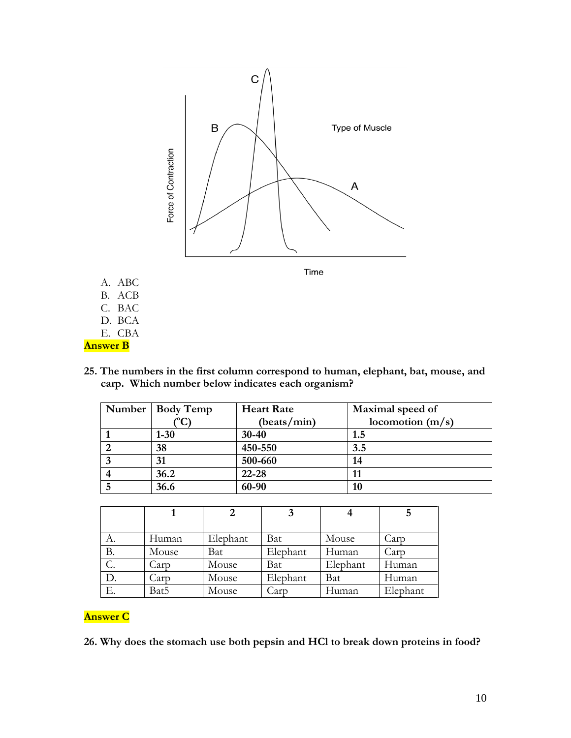A. ABC
B. ACB
C. BAC
D. BCA
E. CBA

**Answer B**

**25. The numbers in the first column correspond to human, elephant, bat, mouse, and carp. Which number below indicates each organism?**

| Number | Body Temp (°C) | Heart Rate (beats/min) | Maximal speed of locomotion (m/s) |
|---|---|---|---|
| 1 | 1-30 | 30-40 | 1.5 |
| 2 | 38 | 450-550 | 3.5 |
| 3 | 31 | 500-660 | 14 |
| 4 | 36.2 | 22-28 | 11 |
| 5 | 36.6 | 60-90 | 10 |

| | 1 | 2 | 3 | 4 | 5 |
|---|---|---|---|---|---|
| A. | Human | Elephant | Bat | Mouse | Carp |
| B. | Mouse | Bat | Elephant | Human | Carp |
| C. | Carp | Mouse | Bat | Elephant | Human |
| D. | Carp | Mouse | Elephant | Bat | Human |
| E. | Bat5 | Mouse | Carp | Human | Elephant |

**Answer C**

**26. Why does the stomach use both pepsin and HCl to break down proteins in food?**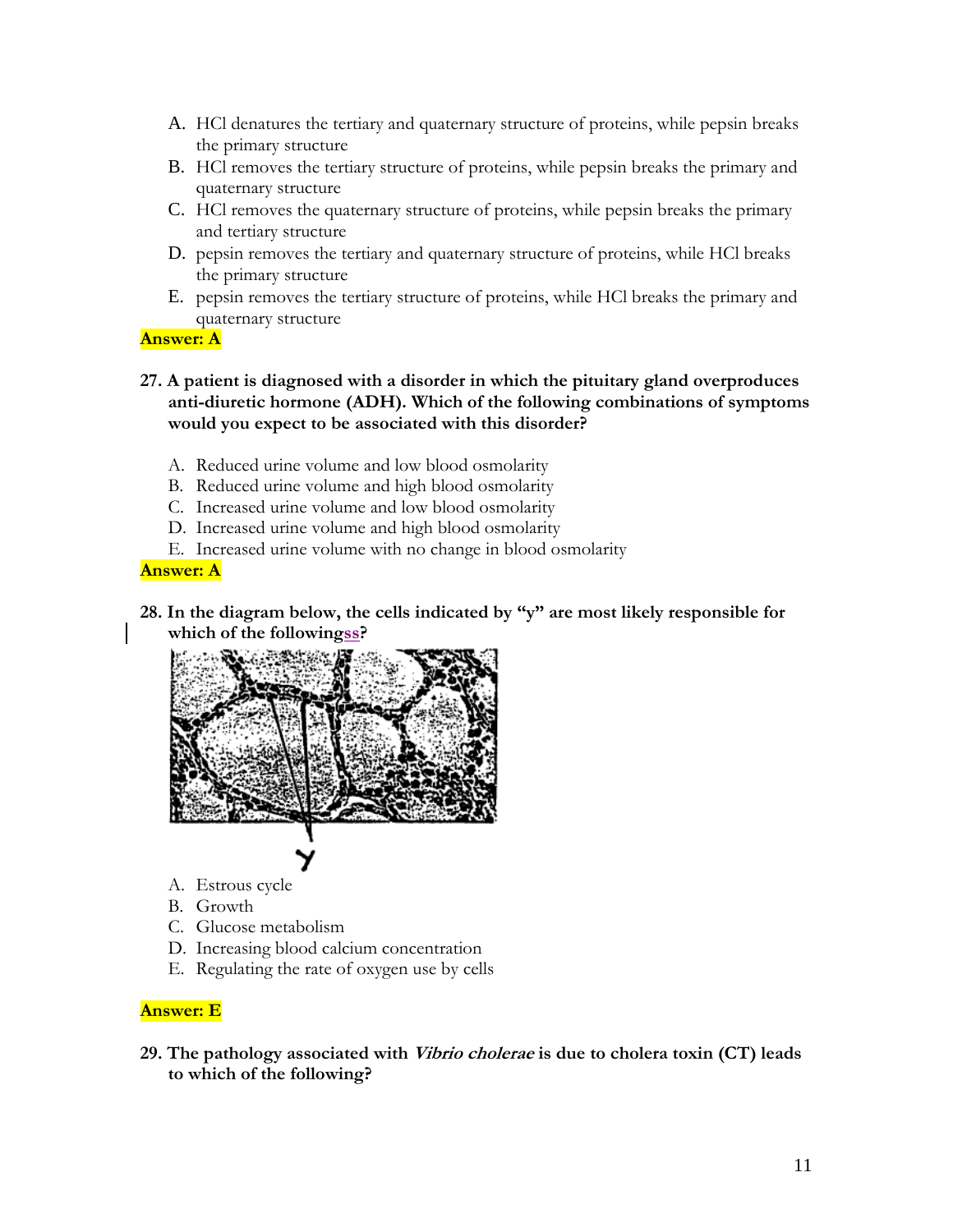A. HCl denatures the tertiary and quaternary structure of proteins, while pepsin breaks the primary structure
B. HCl removes the tertiary structure of proteins, while pepsin breaks the primary and quaternary structure
C. HCl removes the quaternary structure of proteins, while pepsin breaks the primary and tertiary structure
D. pepsin removes the tertiary and quaternary structure of proteins, while HCl breaks the primary structure
E. pepsin removes the tertiary structure of proteins, while HCl breaks the primary and quaternary structure

**Answer: A**

**27. A patient is diagnosed with a disorder in which the pituitary gland overproduces anti-diuretic hormone (ADH). Which of the following combinations of symptoms would you expect to be associated with this disorder?**

A. Reduced urine volume and low blood osmolarity
B. Reduced urine volume and high blood osmolarity
C. Increased urine volume and low blood osmolarity
D. Increased urine volume and high blood osmolarity
E. Increased urine volume with no change in blood osmolarity

**Answer: A**

**28. In the diagram below, the cells indicated by "y" are most likely responsible for which of the followingss?**

A. Estrous cycle
B. Growth
C. Glucose metabolism
D. Increasing blood calcium concentration
E. Regulating the rate of oxygen use by cells

**Answer: E**

**29. The pathology associated with *Vibrio cholerae* is due to cholera toxin (CT) leads to which of the following?**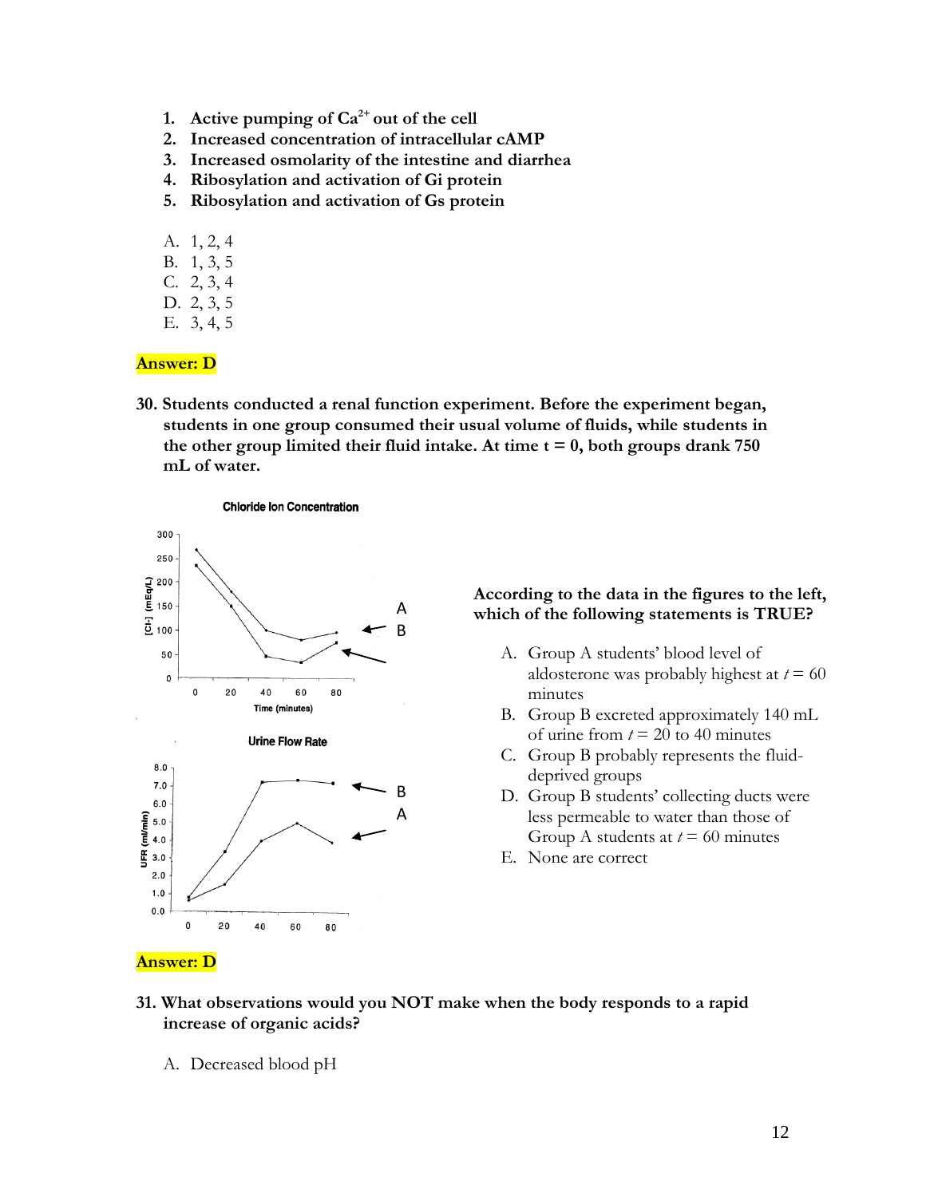1. **Active pumping of $Ca^{2+}$ out of the cell**
2. **Increased concentration of intracellular cAMP**
3. **Increased osmolarity of the intestine and diarrhea**
4. **Ribosylation and activation of Gi protein**
5. **Ribosylation and activation of Gs protein**

A. 1, 2, 4
B. 1, 3, 5
C. 2, 3, 4
D. 2, 3, 5
E. 3, 4, 5

**Answer: D**

**30. Students conducted a renal function experiment. Before the experiment began, students in one group consumed their usual volume of fluids, while students in the other group limited their fluid intake. At time t = 0, both groups drank 750 mL of water.**

**According to the data in the figures to the left, which of the following statements is TRUE?**

A. Group A students' blood level of aldosterone was probably highest at *t* = 60 minutes
B. Group B excreted approximately 140 mL of urine from *t* = 20 to 40 minutes
C. Group B probably represents the fluid-deprived groups
D. Group B students' collecting ducts were less permeable to water than those of Group A students at *t* = 60 minutes
E. None are correct

**Answer: D**

**31. What observations would you NOT make when the body responds to a rapid increase of organic acids?**

A. Decreased blood pH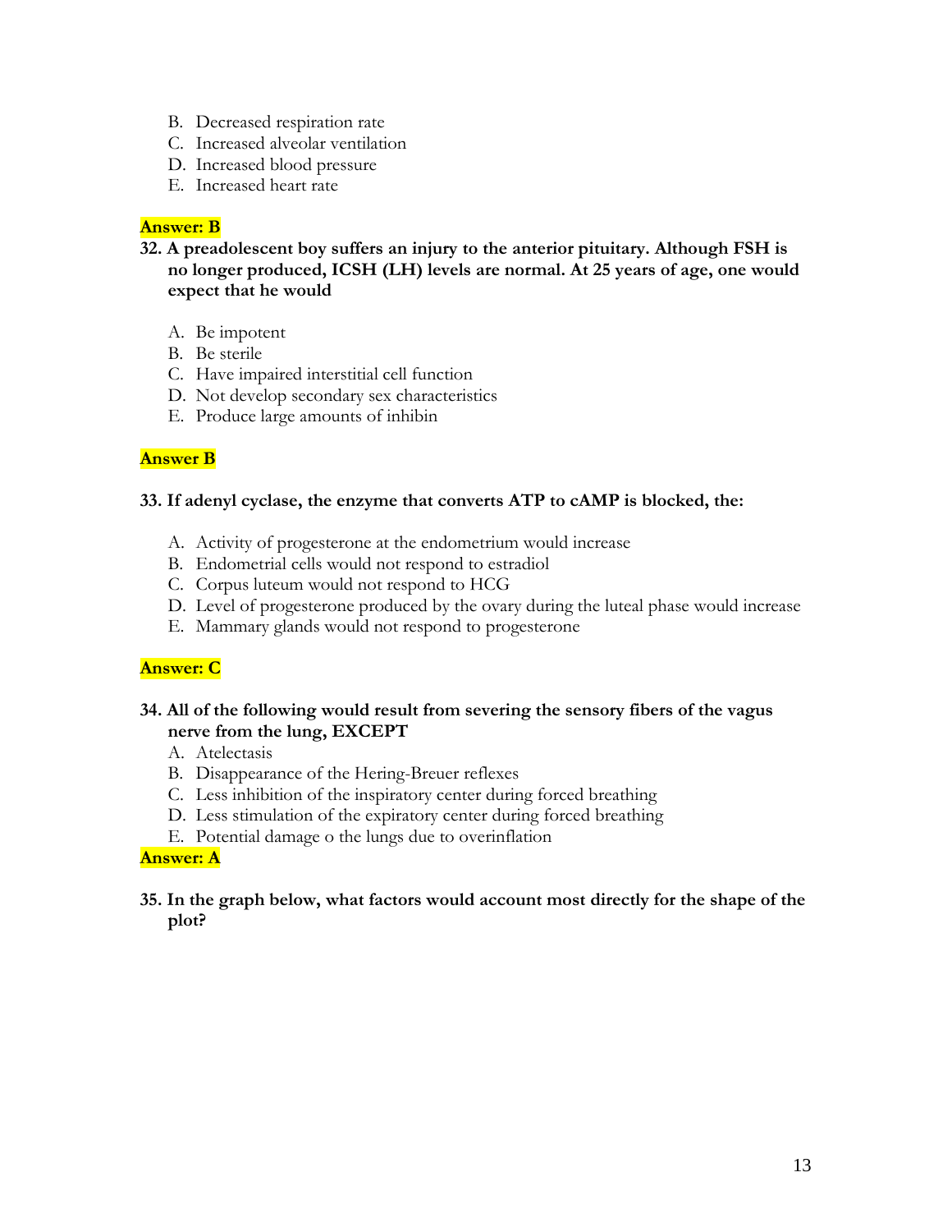B. Decreased respiration rate
C. Increased alveolar ventilation
D. Increased blood pressure
E. Increased heart rate

**Answer: B**

**32. A preadolescent boy suffers an injury to the anterior pituitary. Although FSH is no longer produced, ICSH (LH) levels are normal. At 25 years of age, one would expect that he would**

A. Be impotent
B. Be sterile
C. Have impaired interstitial cell function
D. Not develop secondary sex characteristics
E. Produce large amounts of inhibin

**Answer B**

**33. If adenyl cyclase, the enzyme that converts ATP to cAMP is blocked, the:**

A. Activity of progesterone at the endometrium would increase
B. Endometrial cells would not respond to estradiol
C. Corpus luteum would not respond to HCG
D. Level of progesterone produced by the ovary during the luteal phase would increase
E. Mammary glands would not respond to progesterone

**Answer: C**

**34. All of the following would result from severing the sensory fibers of the vagus nerve from the lung, EXCEPT**

A. Atelectasis
B. Disappearance of the Hering-Breuer reflexes
C. Less inhibition of the inspiratory center during forced breathing
D. Less stimulation of the expiratory center during forced breathing
E. Potential damage o the lungs due to overinflation

**Answer: A**

**35. In the graph below, what factors would account most directly for the shape of the plot?**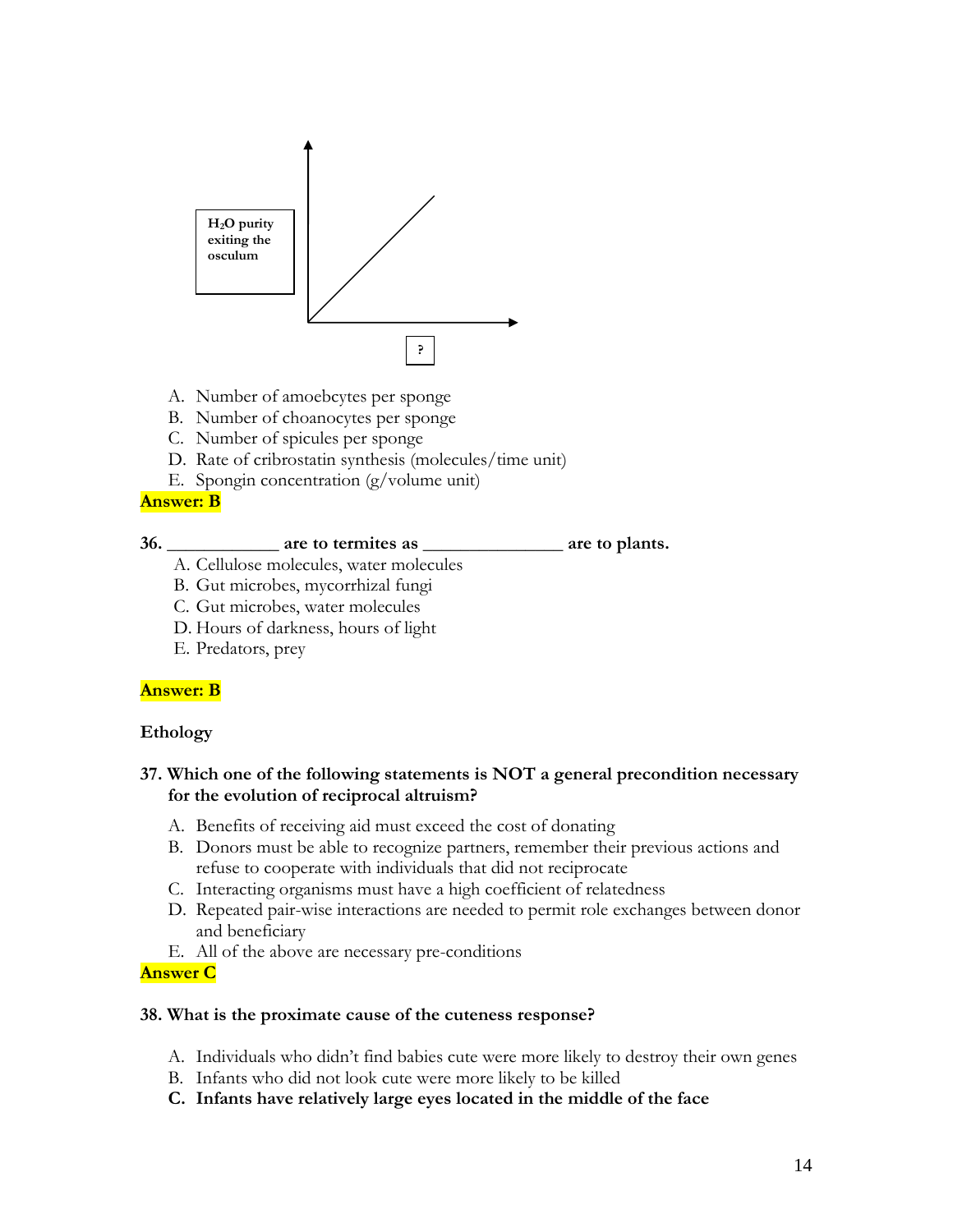H$_2$O purity exiting the osculum

?

A. Number of amoebcytes per sponge
B. Number of choanocytes per sponge
C. Number of spicules per sponge
D. Rate of cribrostatin synthesis (molecules/time unit)
E. Spongin concentration (g/volume unit)

**Answer: B**

**36. ____________ are to termites as _______________ are to plants.**

A. Cellulose molecules, water molecules
B. Gut microbes, mycorrhizal fungi
C. Gut microbes, water molecules
D. Hours of darkness, hours of light
E. Predators, prey

**Answer: B**

**Ethology**

**37. Which one of the following statements is NOT a general precondition necessary for the evolution of reciprocal altruism?**

A. Benefits of receiving aid must exceed the cost of donating
B. Donors must be able to recognize partners, remember their previous actions and refuse to cooperate with individuals that did not reciprocate
C. Interacting organisms must have a high coefficient of relatedness
D. Repeated pair-wise interactions are needed to permit role exchanges between donor and beneficiary
E. All of the above are necessary pre-conditions

**Answer C**

**38. What is the proximate cause of the cuteness response?**

A. Individuals who didn't find babies cute were more likely to destroy their own genes
B. Infants who did not look cute were more likely to be killed
**C. Infants have relatively large eyes located in the middle of the face**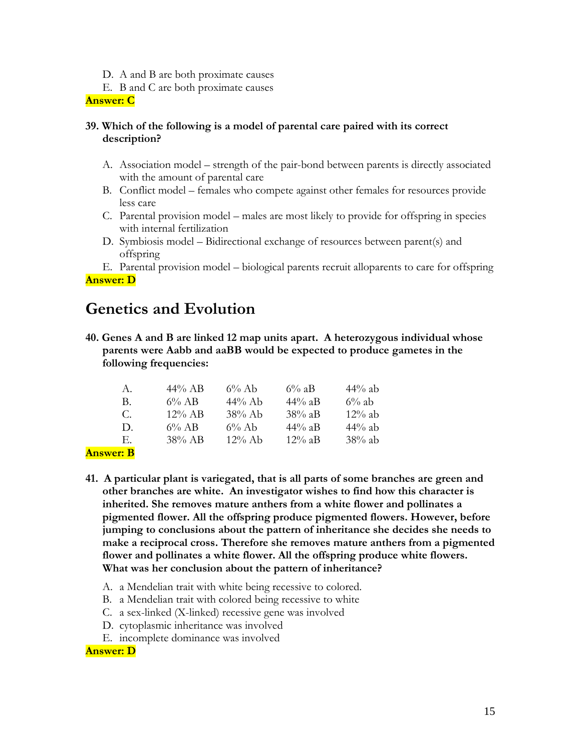D. A and B are both proximate causes
E. B and C are both proximate causes

**Answer: C**

**39. Which of the following is a model of parental care paired with its correct description?**

A. Association model – strength of the pair-bond between parents is directly associated with the amount of parental care
B. Conflict model – females who compete against other females for resources provide less care
C. Parental provision model – males are most likely to provide for offspring in species with internal fertilization
D. Symbiosis model – Bidirectional exchange of resources between parent(s) and offspring
E. Parental provision model – biological parents recruit alloparents to care for offspring

**Answer: D**

## Genetics and Evolution

**40. Genes A and B are linked 12 map units apart. A heterozygous individual whose parents were Aabb and aaBB would be expected to produce gametes in the following frequencies:**

| | | | | |
|---|---|---|---|---|
| A. | 44% AB | 6% Ab | 6% aB | 44% ab |
| B. | 6% AB | 44% Ab | 44% aB | 6% ab |
| C. | 12% AB | 38% Ab | 38% aB | 12% ab |
| D. | 6% AB | 6% Ab | 44% aB | 44% ab |
| E. | 38% AB | 12% Ab | 12% aB | 38% ab |

**Answer: B**

**41. A particular plant is variegated, that is all parts of some branches are green and other branches are white. An investigator wishes to find how this character is inherited. She removes mature anthers from a white flower and pollinates a pigmented flower. All the offspring produce pigmented flowers. However, before jumping to conclusions about the pattern of inheritance she decides she needs to make a reciprocal cross. Therefore she removes mature anthers from a pigmented flower and pollinates a white flower. All the offspring produce white flowers. What was her conclusion about the pattern of inheritance?**

A. a Mendelian trait with white being recessive to colored.
B. a Mendelian trait with colored being recessive to white
C. a sex-linked (X-linked) recessive gene was involved
D. cytoplasmic inheritance was involved
E. incomplete dominance was involved

**Answer: D**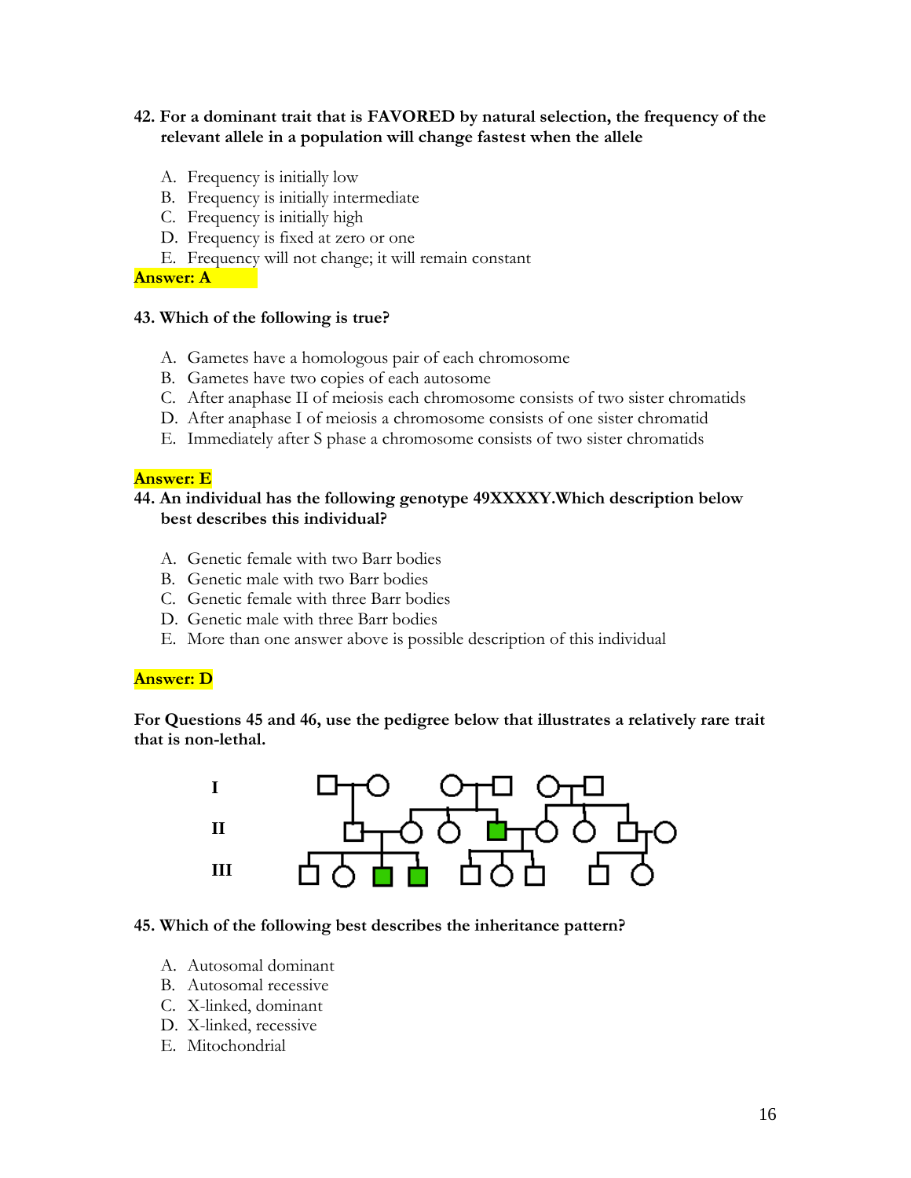**42. For a dominant trait that is FAVORED by natural selection, the frequency of the relevant allele in a population will change fastest when the allele**

A. Frequency is initially low
B. Frequency is initially intermediate
C. Frequency is initially high
D. Frequency is fixed at zero or one
E. Frequency will not change; it will remain constant

**Answer: A**

**43. Which of the following is true?**

A. Gametes have a homologous pair of each chromosome
B. Gametes have two copies of each autosome
C. After anaphase II of meiosis each chromosome consists of two sister chromatids
D. After anaphase I of meiosis a chromosome consists of one sister chromatid
E. Immediately after S phase a chromosome consists of two sister chromatids

**Answer: E**

**44. An individual has the following genotype 49XXXXY.Which description below best describes this individual?**

A. Genetic female with two Barr bodies
B. Genetic male with two Barr bodies
C. Genetic female with three Barr bodies
D. Genetic male with three Barr bodies
E. More than one answer above is possible description of this individual

**Answer: D**

**For Questions 45 and 46, use the pedigree below that illustrates a relatively rare trait that is non-lethal.**

**45. Which of the following best describes the inheritance pattern?**

A. Autosomal dominant
B. Autosomal recessive
C. X-linked, dominant
D. X-linked, recessive
E. Mitochondrial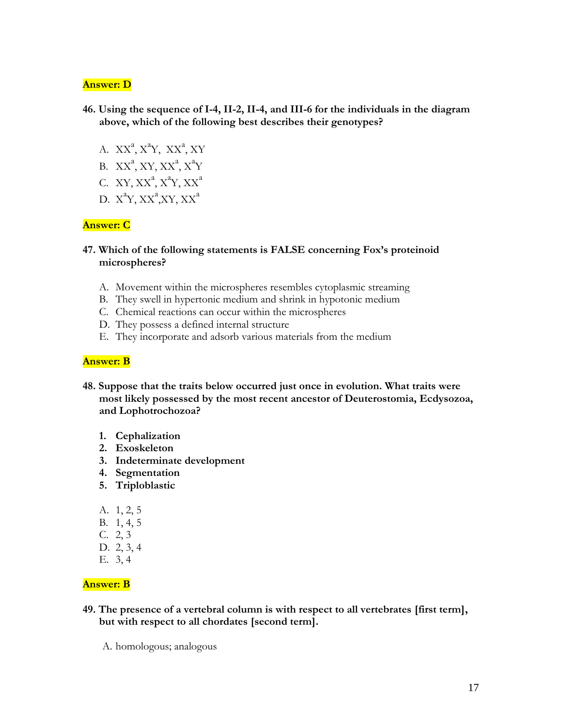**Answer: D**

**46. Using the sequence of I-4, II-2, II-4, and III-6 for the individuals in the diagram above, which of the following best describes their genotypes?**

A. $XX^a$, $X^aY$, $XX^a$, $XY$
B. $XX^a$, $XY$, $XX^a$, $X^aY$
C. $XY$, $XX^a$, $X^aY$, $XX^a$
D. $X^aY$, $XX^a$, $XY$, $XX^a$

**Answer: C**

**47. Which of the following statements is FALSE concerning Fox's proteinoid microspheres?**

A. Movement within the microspheres resembles cytoplasmic streaming
B. They swell in hypertonic medium and shrink in hypotonic medium
C. Chemical reactions can occur within the microspheres
D. They possess a defined internal structure
E. They incorporate and adsorb various materials from the medium

**Answer: B**

**48. Suppose that the traits below occurred just once in evolution. What traits were most likely possessed by the most recent ancestor of Deuterostomia, Ecdysozoa, and Lophotrochozoa?**

1. **Cephalization**
2. **Exoskeleton**
3. **Indeterminate development**
4. **Segmentation**
5. **Triploblastic**

A. 1, 2, 5
B. 1, 4, 5
C. 2, 3
D. 2, 3, 4
E. 3, 4

**Answer: B**

**49. The presence of a vertebral column is with respect to all vertebrates [first term], but with respect to all chordates [second term].**

A. homologous; analogous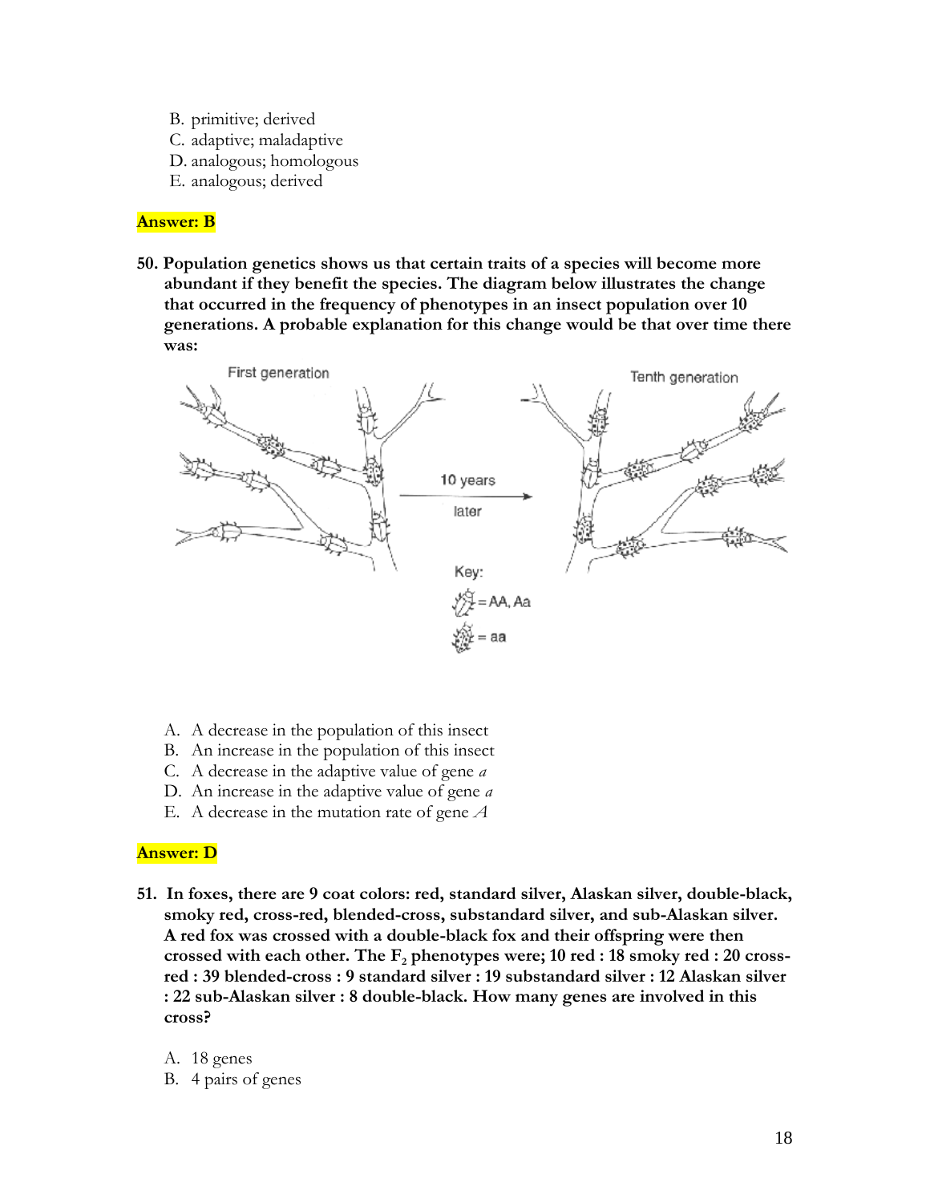B. primitive; derived
C. adaptive; maladaptive
D. analogous; homologous
E. analogous; derived

**Answer: B**

**50. Population genetics shows us that certain traits of a species will become more abundant if they benefit the species. The diagram below illustrates the change that occurred in the frequency of phenotypes in an insect population over 10 generations. A probable explanation for this change would be that over time there was:**

A. A decrease in the population of this insect
B. An increase in the population of this insect
C. A decrease in the adaptive value of gene *a*
D. An increase in the adaptive value of gene *a*
E. A decrease in the mutation rate of gene *A*

**Answer: D**

**51. In foxes, there are 9 coat colors: red, standard silver, Alaskan silver, double-black, smoky red, cross-red, blended-cross, substandard silver, and sub-Alaskan silver. A red fox was crossed with a double-black fox and their offspring were then crossed with each other. The $F_2$ phenotypes were; 10 red : 18 smoky red : 20 cross-red : 39 blended-cross : 9 standard silver : 19 substandard silver : 12 Alaskan silver : 22 sub-Alaskan silver : 8 double-black. How many genes are involved in this cross?**

A. 18 genes
B. 4 pairs of genes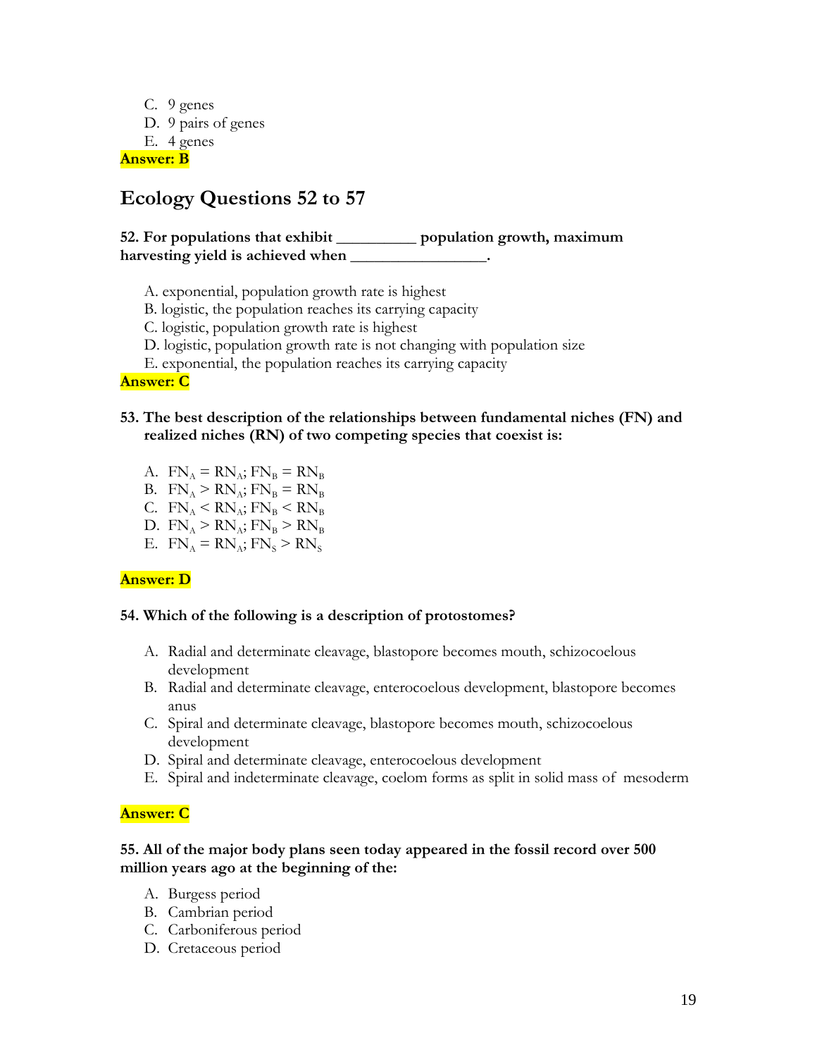C. 9 genes
D. 9 pairs of genes
E. 4 genes

**Answer: B**

## Ecology Questions 52 to 57

**52. For populations that exhibit __________ population growth, maximum harvesting yield is achieved when _________________.**

A. exponential, population growth rate is highest
B. logistic, the population reaches its carrying capacity
C. logistic, population growth rate is highest
D. logistic, population growth rate is not changing with population size
E. exponential, the population reaches its carrying capacity

**Answer: C**

**53. The best description of the relationships between fundamental niches (FN) and realized niches (RN) of two competing species that coexist is:**

A. $FN_A = RN_A$; $FN_B = RN_B$
B. $FN_A > RN_A$; $FN_B = RN_B$
C. $FN_A < RN_A$; $FN_B < RN_B$
D. $FN_A > RN_A$; $FN_B > RN_B$
E. $FN_A = RN_A$; $FN_S > RN_S$

**Answer: D**

**54. Which of the following is a description of protostomes?**

A. Radial and determinate cleavage, blastopore becomes mouth, schizocoelous development
B. Radial and determinate cleavage, enterocoelous development, blastopore becomes anus
C. Spiral and determinate cleavage, blastopore becomes mouth, schizocoelous development
D. Spiral and determinate cleavage, enterocoelous development
E. Spiral and indeterminate cleavage, coelom forms as split in solid mass of mesoderm

**Answer: C**

**55. All of the major body plans seen today appeared in the fossil record over 500 million years ago at the beginning of the:**

A. Burgess period
B. Cambrian period
C. Carboniferous period
D. Cretaceous period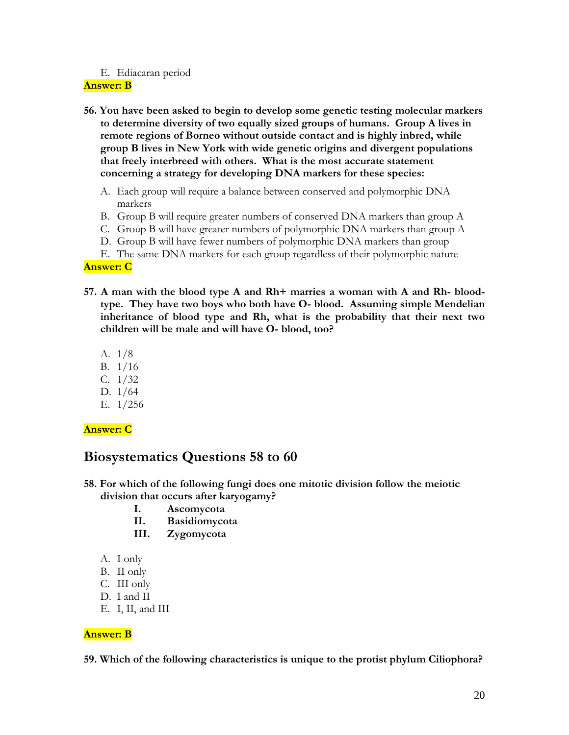E. Ediacaran period

**Answer: B**

**56. You have been asked to begin to develop some genetic testing molecular markers to determine diversity of two equally sized groups of humans. Group A lives in remote regions of Borneo without outside contact and is highly inbred, while group B lives in New York with wide genetic origins and divergent populations that freely interbreed with others. What is the most accurate statement concerning a strategy for developing DNA markers for these species:**

A. Each group will require a balance between conserved and polymorphic DNA markers
B. Group B will require greater numbers of conserved DNA markers than group A
C. Group B will have greater numbers of polymorphic DNA markers than group A
D. Group B will have fewer numbers of polymorphic DNA markers than group
E. The same DNA markers for each group regardless of their polymorphic nature

**Answer: C**

**57. A man with the blood type A and Rh+ marries a woman with A and Rh- blood-type. They have two boys who both have O- blood. Assuming simple Mendelian inheritance of blood type and Rh, what is the probability that their next two children will be male and will have O- blood, too?**

A. 1/8
B. 1/16
C. 1/32
D. 1/64
E. 1/256

**Answer: C**

## Biosystematics Questions 58 to 60

**58. For which of the following fungi does one mitotic division follow the meiotic division that occurs after karyogamy?**

**I. Ascomycota**
**II. Basidiomycota**
**III. Zygomycota**

A. I only
B. II only
C. III only
D. I and II
E. I, II, and III

**Answer: B**

**59. Which of the following characteristics is unique to the protist phylum Ciliophora?**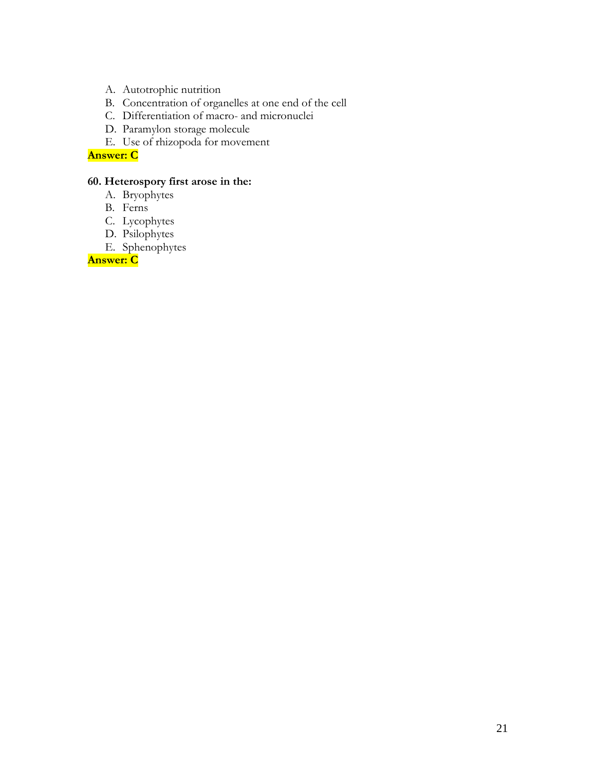A. Autotrophic nutrition
B. Concentration of organelles at one end of the cell
C. Differentiation of macro- and micronuclei
D. Paramylon storage molecule
E. Use of rhizopoda for movement

**Answer: C**

**60. Heterospory first arose in the:**

A. Bryophytes
B. Ferns
C. Lycophytes
D. Psilophytes
E. Sphenophytes

**Answer: C**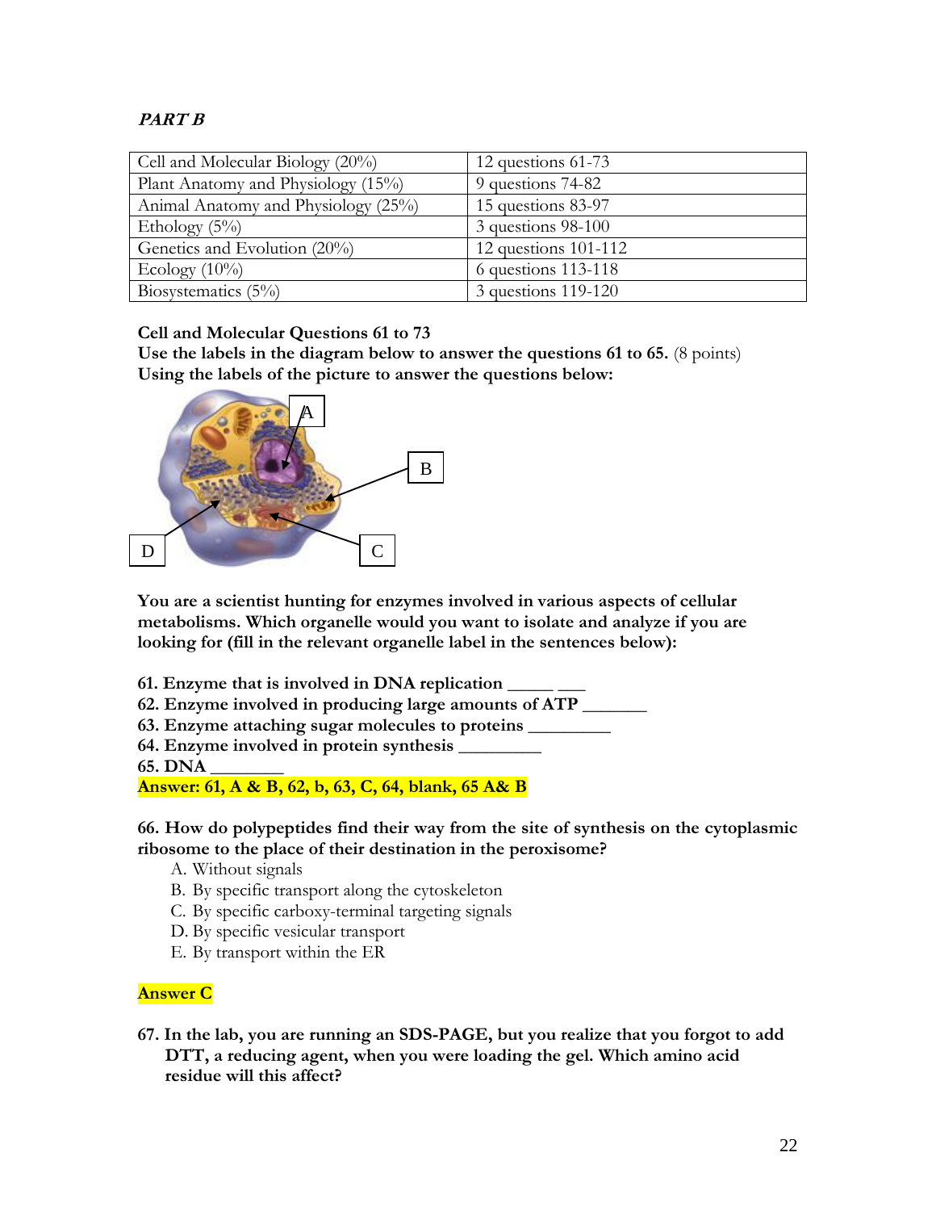*PART B*

| Cell and Molecular Biology (20%) | 12 questions 61-73 |
|---|---|
| Plant Anatomy and Physiology (15%) | 9 questions 74-82 |
| Animal Anatomy and Physiology (25%) | 15 questions 83-97 |
| Ethology (5%) | 3 questions 98-100 |
| Genetics and Evolution (20%) | 12 questions 101-112 |
| Ecology (10%) | 6 questions 113-118 |
| Biosystematics (5%) | 3 questions 119-120 |

**Cell and Molecular Questions 61 to 73**

**Use the labels in the diagram below to answer the questions 61 to 65.** (8 points)

**Using the labels of the picture to answer the questions below:**

**You are a scientist hunting for enzymes involved in various aspects of cellular metabolisms. Which organelle would you want to isolate and analyze if you are looking for (fill in the relevant organelle label in the sentences below):**

**61. Enzyme that is involved in DNA replication _____ ___**

**62. Enzyme involved in producing large amounts of ATP _______**

**63. Enzyme attaching sugar molecules to proteins _________**

**64. Enzyme involved in protein synthesis _________**

**65. DNA ________**

**Answer: 61, A & B, 62, b, 63, C, 64, blank, 65 A& B**

**66. How do polypeptides find their way from the site of synthesis on the cytoplasmic ribosome to the place of their destination in the peroxisome?**

A. Without signals
B. By specific transport along the cytoskeleton
C. By specific carboxy-terminal targeting signals
D. By specific vesicular transport
E. By transport within the ER

**Answer C**

**67. In the lab, you are running an SDS-PAGE, but you realize that you forgot to add DTT, a reducing agent, when you were loading the gel. Which amino acid residue will this affect?**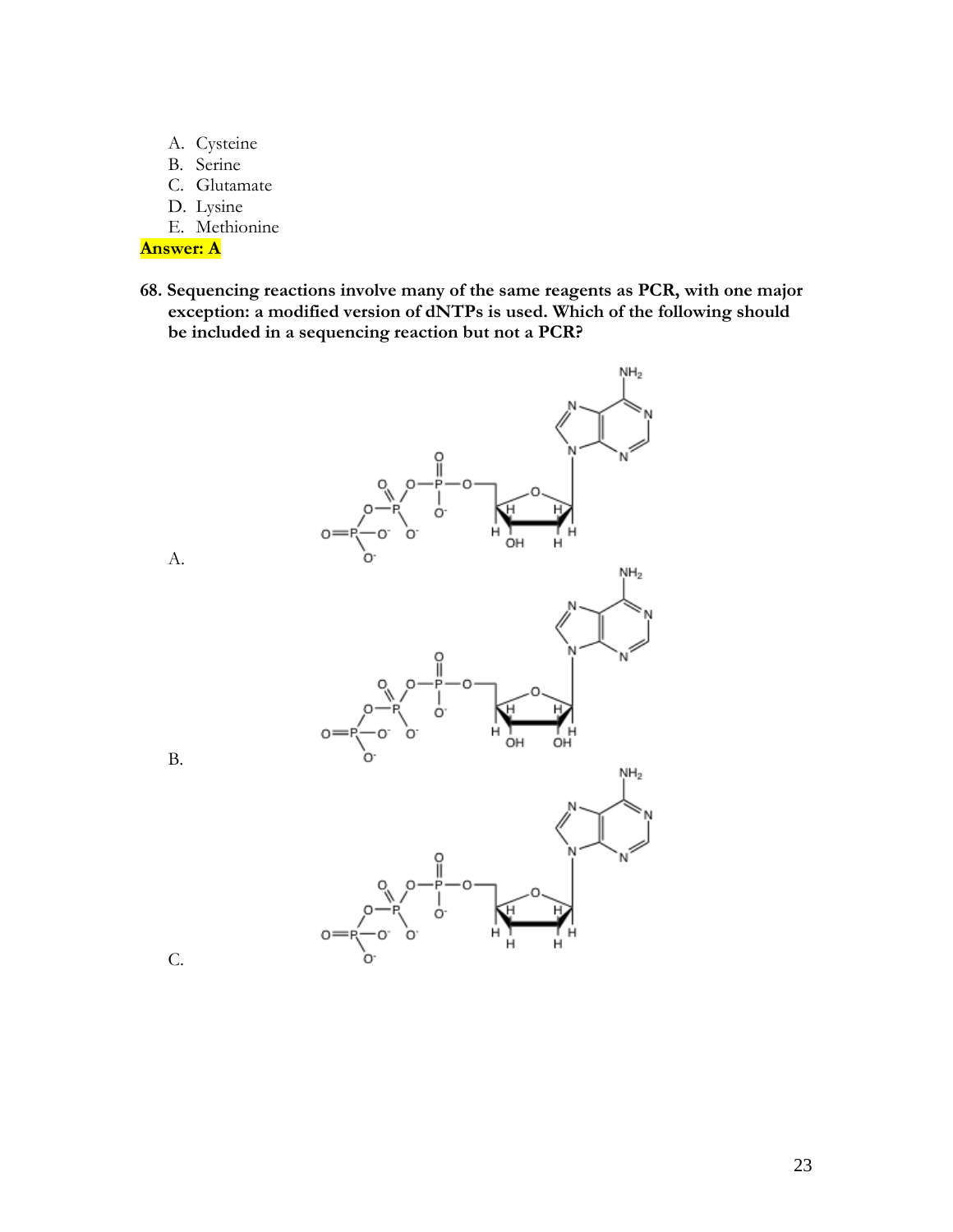A. Cysteine
B. Serine
C. Glutamate
D. Lysine
E. Methionine

**Answer: A**

**68. Sequencing reactions involve many of the same reagents as PCR, with one major exception: a modified version of dNTPs is used. Which of the following should be included in a sequencing reaction but not a PCR?**

A.

B.

C.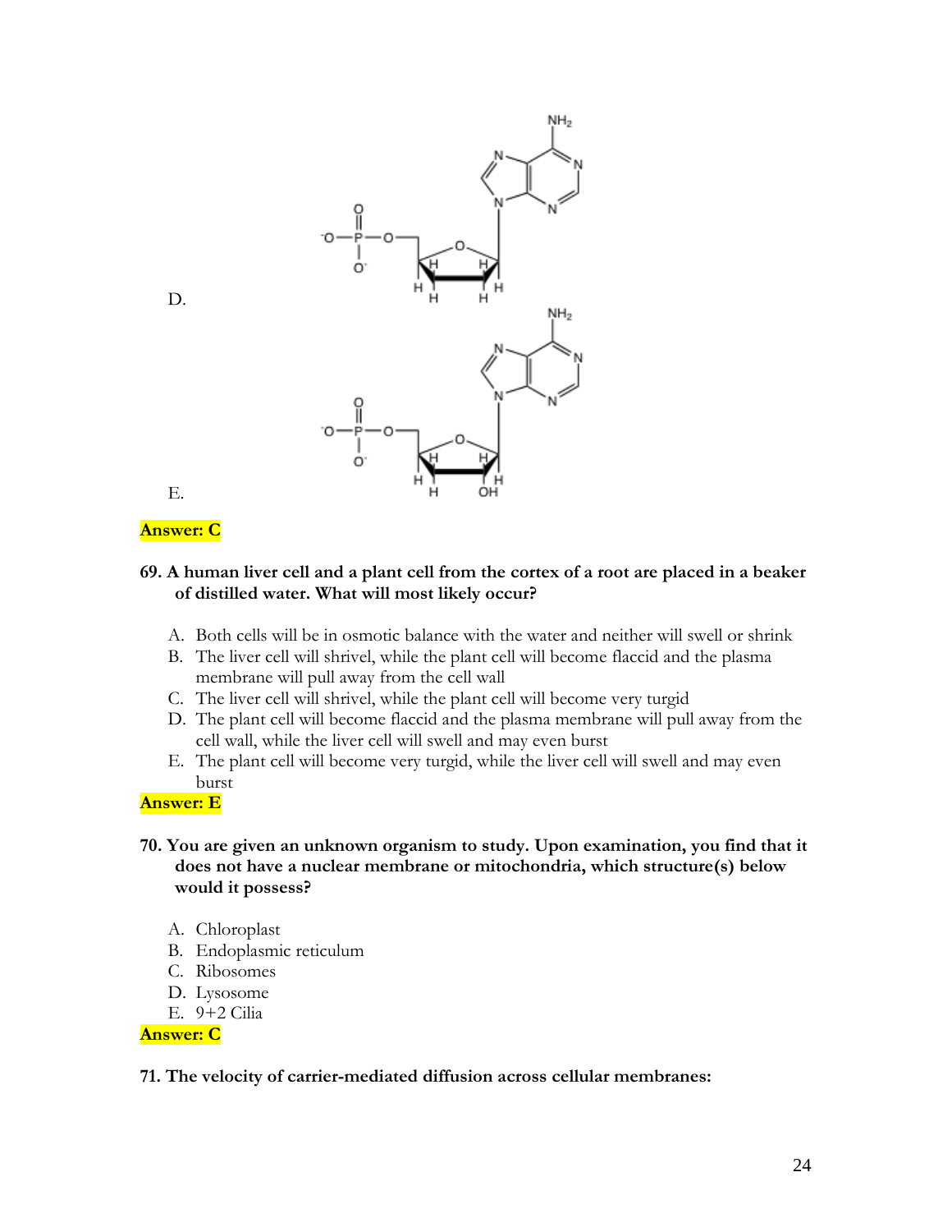D.

E.

**Answer: C**

**69. A human liver cell and a plant cell from the cortex of a root are placed in a beaker of distilled water. What will most likely occur?**

A. Both cells will be in osmotic balance with the water and neither will swell or shrink
B. The liver cell will shrivel, while the plant cell will become flaccid and the plasma membrane will pull away from the cell wall
C. The liver cell will shrivel, while the plant cell will become very turgid
D. The plant cell will become flaccid and the plasma membrane will pull away from the cell wall, while the liver cell will swell and may even burst
E. The plant cell will become very turgid, while the liver cell will swell and may even burst

**Answer: E**

**70. You are given an unknown organism to study. Upon examination, you find that it does not have a nuclear membrane or mitochondria, which structure(s) below would it possess?**

A. Chloroplast
B. Endoplasmic reticulum
C. Ribosomes
D. Lysosome
E. 9+2 Cilia

**Answer: C**

**71. The velocity of carrier-mediated diffusion across cellular membranes:**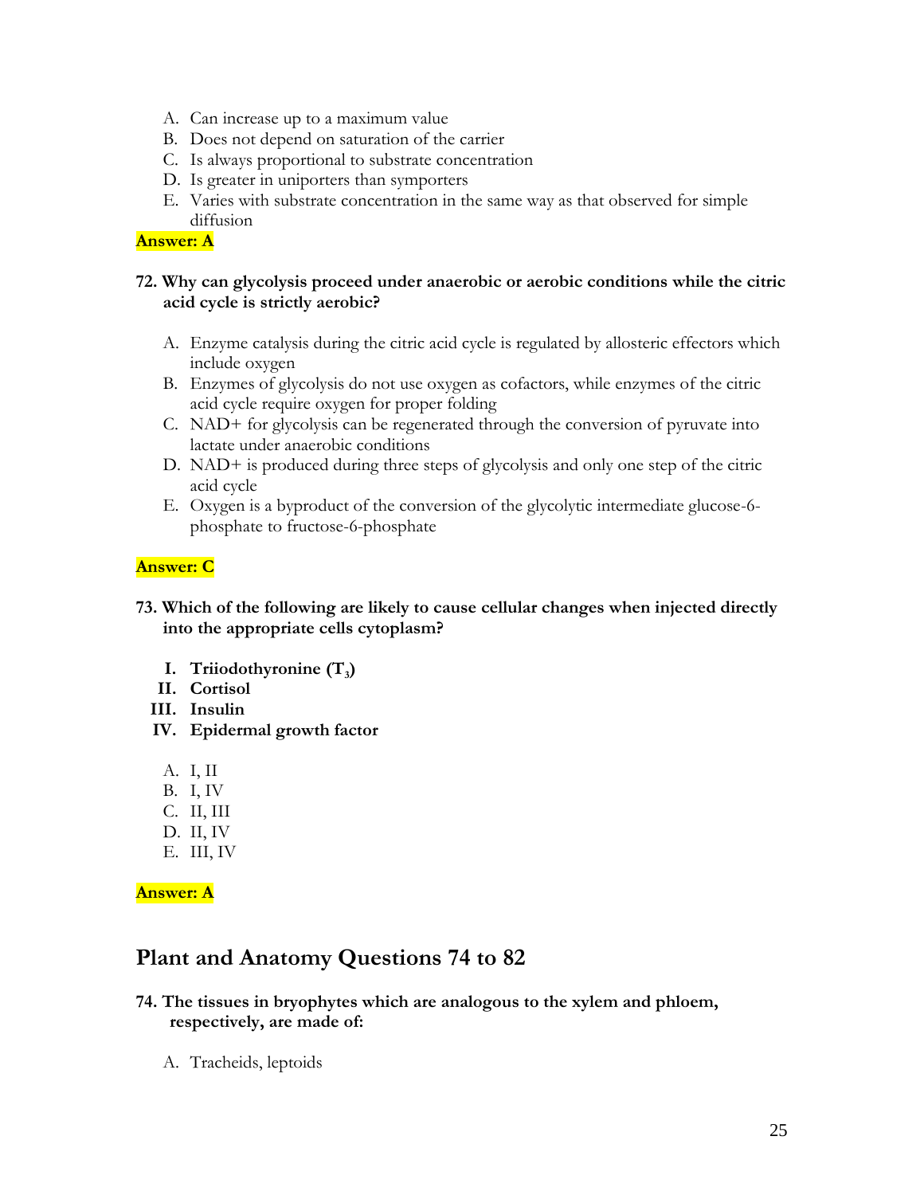A. Can increase up to a maximum value
B. Does not depend on saturation of the carrier
C. Is always proportional to substrate concentration
D. Is greater in uniporters than symporters
E. Varies with substrate concentration in the same way as that observed for simple diffusion

**Answer: A**

**72. Why can glycolysis proceed under anaerobic or aerobic conditions while the citric acid cycle is strictly aerobic?**

A. Enzyme catalysis during the citric acid cycle is regulated by allosteric effectors which include oxygen
B. Enzymes of glycolysis do not use oxygen as cofactors, while enzymes of the citric acid cycle require oxygen for proper folding
C. NAD+ for glycolysis can be regenerated through the conversion of pyruvate into lactate under anaerobic conditions
D. NAD+ is produced during three steps of glycolysis and only one step of the citric acid cycle
E. Oxygen is a byproduct of the conversion of the glycolytic intermediate glucose-6-phosphate to fructose-6-phosphate

**Answer: C**

**73. Which of the following are likely to cause cellular changes when injected directly into the appropriate cells cytoplasm?**

**I. Triiodothyronine ($T_3$)**
**II. Cortisol**
**III. Insulin**
**IV. Epidermal growth factor**

A. I, II
B. I, IV
C. II, III
D. II, IV
E. III, IV

**Answer: A**

## Plant and Anatomy Questions 74 to 82

**74. The tissues in bryophytes which are analogous to the xylem and phloem, respectively, are made of:**

A. Tracheids, leptoids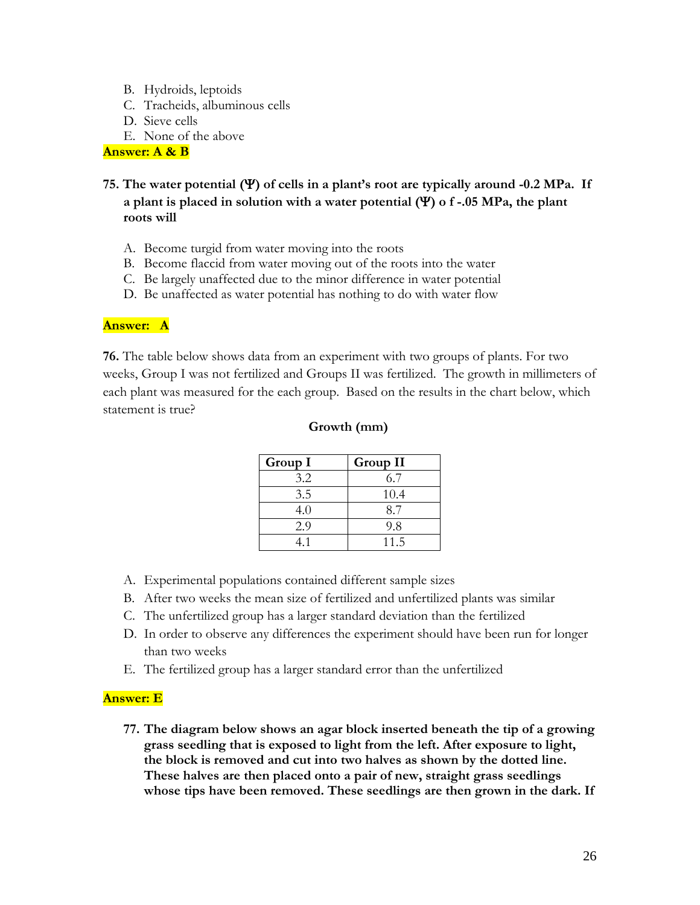B. Hydroids, leptoids
C. Tracheids, albuminous cells
D. Sieve cells
E. None of the above

**Answer: A & B**

**75. The water potential (Ψ) of cells in a plant's root are typically around -0.2 MPa. If a plant is placed in solution with a water potential (Ψ) o f -.05 MPa, the plant roots will**

A. Become turgid from water moving into the roots
B. Become flaccid from water moving out of the roots into the water
C. Be largely unaffected due to the minor difference in water potential
D. Be unaffected as water potential has nothing to do with water flow

**Answer: A**

**76.** The table below shows data from an experiment with two groups of plants. For two weeks, Group I was not fertilized and Groups II was fertilized. The growth in millimeters of each plant was measured for the each group. Based on the results in the chart below, which statement is true?

**Growth (mm)**

| Group I | Group II |
| --- | --- |
| 3.2 | 6.7 |
| 3.5 | 10.4 |
| 4.0 | 8.7 |
| 2.9 | 9.8 |
| 4.1 | 11.5 |

A. Experimental populations contained different sample sizes
B. After two weeks the mean size of fertilized and unfertilized plants was similar
C. The unfertilized group has a larger standard deviation than the fertilized
D. In order to observe any differences the experiment should have been run for longer than two weeks
E. The fertilized group has a larger standard error than the unfertilized

**Answer: E**

**77. The diagram below shows an agar block inserted beneath the tip of a growing grass seedling that is exposed to light from the left. After exposure to light, the block is removed and cut into two halves as shown by the dotted line. These halves are then placed onto a pair of new, straight grass seedlings whose tips have been removed. These seedlings are then grown in the dark. If**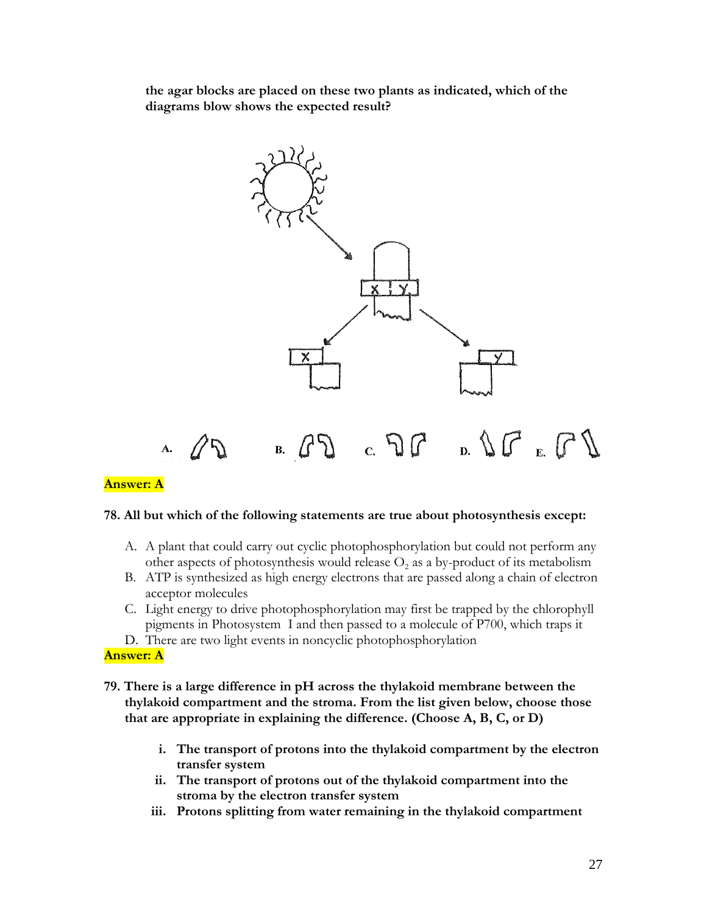**the agar blocks are placed on these two plants as indicated, which of the diagrams blow shows the expected result?**

A. B. C. D. E.

**Answer: A**

**78. All but which of the following statements are true about photosynthesis except:**

A. A plant that could carry out cyclic photophosphorylation but could not perform any other aspects of photosynthesis would release $O_2$ as a by-product of its metabolism
B. ATP is synthesized as high energy electrons that are passed along a chain of electron acceptor molecules
C. Light energy to drive photophosphorylation may first be trapped by the chlorophyll pigments in Photosystem I and then passed to a molecule of P700, which traps it
D. There are two light events in noncyclic photophosphorylation

**Answer: A**

**79. There is a large difference in pH across the thylakoid membrane between the thylakoid compartment and the stroma. From the list given below, choose those that are appropriate in explaining the difference. (Choose A, B, C, or D)**

i. **The transport of protons into the thylakoid compartment by the electron transfer system**
ii. **The transport of protons out of the thylakoid compartment into the stroma by the electron transfer system**
iii. **Protons splitting from water remaining in the thylakoid compartment**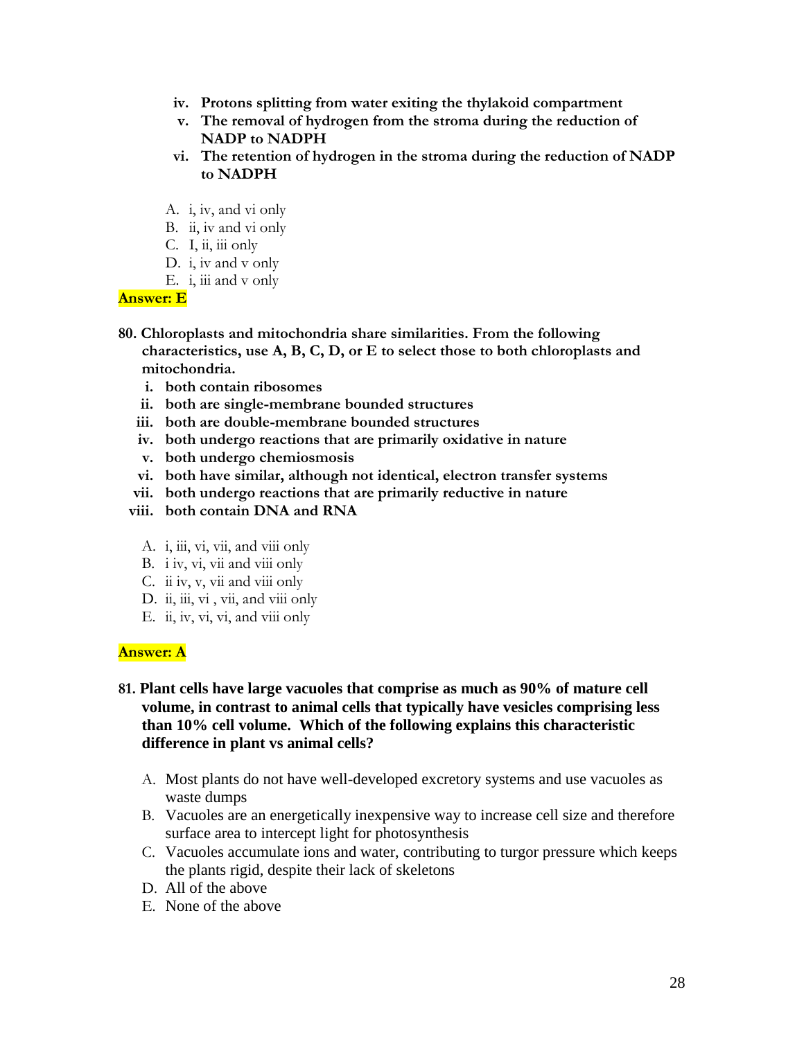iv. **Protons splitting from water exiting the thylakoid compartment**
v. **The removal of hydrogen from the stroma during the reduction of NADP to NADPH**
vi. **The retention of hydrogen in the stroma during the reduction of NADP to NADPH**

A. i, iv, and vi only
B. ii, iv and vi only
C. I, ii, iii only
D. i, iv and v only
E. i, iii and v only

**Answer: E**

**80. Chloroplasts and mitochondria share similarities. From the following characteristics, use A, B, C, D, or E to select those to both chloroplasts and mitochondria.**

i. **both contain ribosomes**
ii. **both are single-membrane bounded structures**
iii. **both are double-membrane bounded structures**
iv. **both undergo reactions that are primarily oxidative in nature**
v. **both undergo chemiosmosis**
vi. **both have similar, although not identical, electron transfer systems**
vii. **both undergo reactions that are primarily reductive in nature**
viii. **both contain DNA and RNA**

A. i, iii, vi, vii, and viii only
B. i iv, vi, vii and viii only
C. ii iv, v, vii and viii only
D. ii, iii, vi , vii, and viii only
E. ii, iv, vi, vi, and viii only

**Answer: A**

**81. Plant cells have large vacuoles that comprise as much as 90% of mature cell volume, in contrast to animal cells that typically have vesicles comprising less than 10% cell volume. Which of the following explains this characteristic difference in plant vs animal cells?**

A. Most plants do not have well-developed excretory systems and use vacuoles as waste dumps
B. Vacuoles are an energetically inexpensive way to increase cell size and therefore surface area to intercept light for photosynthesis
C. Vacuoles accumulate ions and water, contributing to turgor pressure which keeps the plants rigid, despite their lack of skeletons
D. All of the above
E. None of the above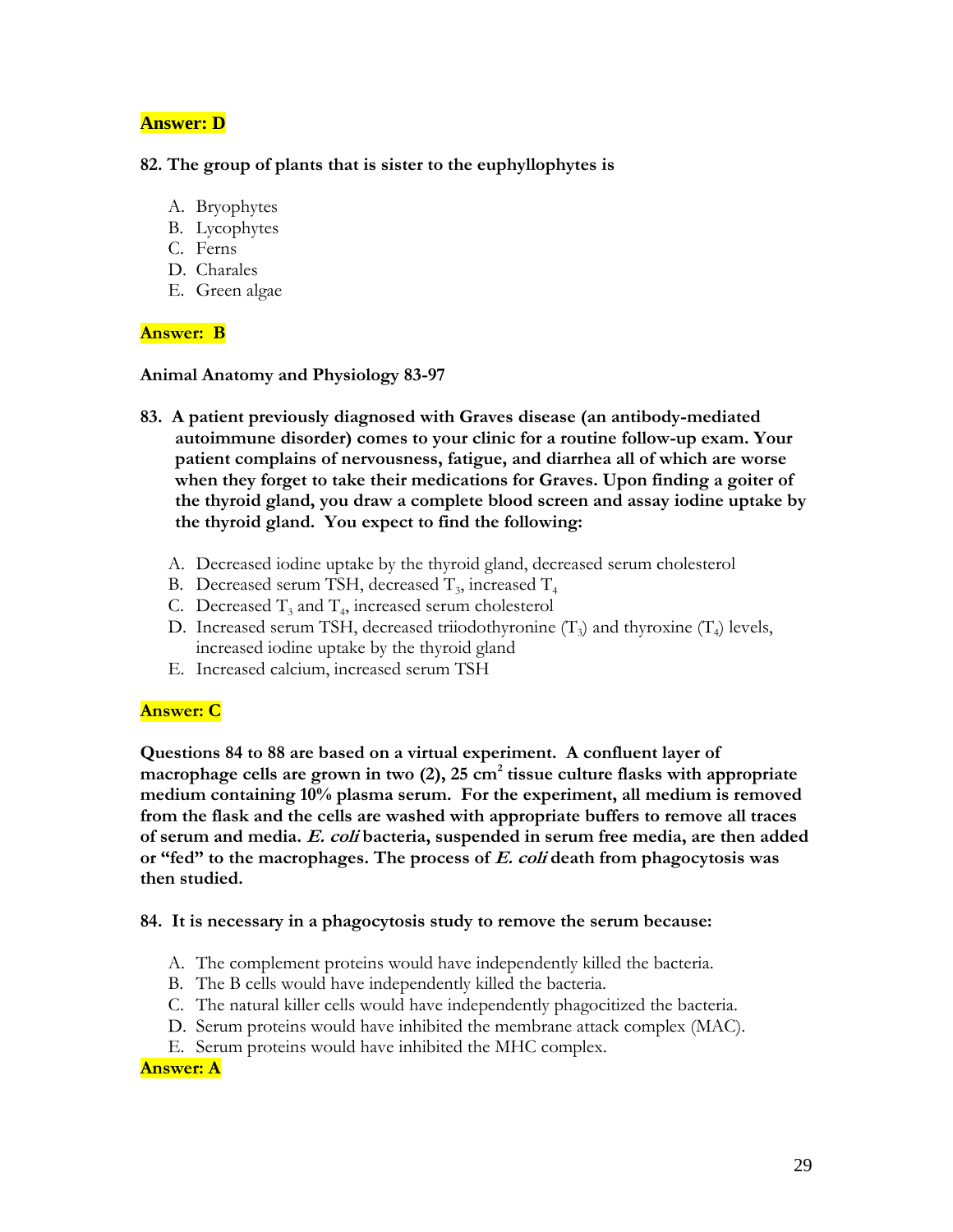**Answer: D**

**82. The group of plants that is sister to the euphyllophytes is**

A. Bryophytes
B. Lycophytes
C. Ferns
D. Charales
E. Green algae

**Answer: B**

**Animal Anatomy and Physiology 83-97**

**83. A patient previously diagnosed with Graves disease (an antibody-mediated autoimmune disorder) comes to your clinic for a routine follow-up exam. Your patient complains of nervousness, fatigue, and diarrhea all of which are worse when they forget to take their medications for Graves. Upon finding a goiter of the thyroid gland, you draw a complete blood screen and assay iodine uptake by the thyroid gland. You expect to find the following:**

A. Decreased iodine uptake by the thyroid gland, decreased serum cholesterol
B. Decreased serum TSH, decreased $T_3$, increased $T_4$
C. Decreased $T_3$ and $T_4$, increased serum cholesterol
D. Increased serum TSH, decreased triiodothyronine ($T_3$) and thyroxine ($T_4$) levels, increased iodine uptake by the thyroid gland
E. Increased calcium, increased serum TSH

**Answer: C**

**Questions 84 to 88 are based on a virtual experiment. A confluent layer of macrophage cells are grown in two (2), 25 $cm^2$ tissue culture flasks with appropriate medium containing 10% plasma serum. For the experiment, all medium is removed from the flask and the cells are washed with appropriate buffers to remove all traces of serum and media. *E. coli* bacteria, suspended in serum free media, are then added or "fed" to the macrophages. The process of *E. coli* death from phagocytosis was then studied.**

**84. It is necessary in a phagocytosis study to remove the serum because:**

A. The complement proteins would have independently killed the bacteria.
B. The B cells would have independently killed the bacteria.
C. The natural killer cells would have independently phagocitized the bacteria.
D. Serum proteins would have inhibited the membrane attack complex (MAC).
E. Serum proteins would have inhibited the MHC complex.

**Answer: A**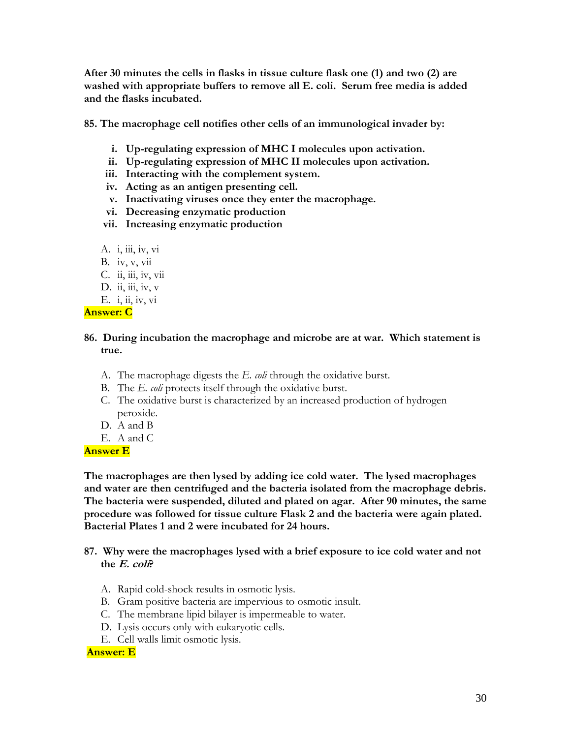**After 30 minutes the cells in flasks in tissue culture flask one (1) and two (2) are washed with appropriate buffers to remove all E. coli. Serum free media is added and the flasks incubated.**

**85. The macrophage cell notifies other cells of an immunological invader by:**

- i. **Up-regulating expression of MHC I molecules upon activation.**
- ii. **Up-regulating expression of MHC II molecules upon activation.**
- iii. **Interacting with the complement system.**
- iv. **Acting as an antigen presenting cell.**
- v. **Inactivating viruses once they enter the macrophage.**
- vi. **Decreasing enzymatic production**
- vii. **Increasing enzymatic production**

A. i, iii, iv, vi
B. iv, v, vii
C. ii, iii, iv, vii
D. ii, iii, iv, v
E. i, ii, iv, vi

**Answer: C**

**86. During incubation the macrophage and microbe are at war. Which statement is true.**

A. The macrophage digests the *E. coli* through the oxidative burst.
B. The *E. coli* protects itself through the oxidative burst.
C. The oxidative burst is characterized by an increased production of hydrogen peroxide.
D. A and B
E. A and C

**Answer E**

**The macrophages are then lysed by adding ice cold water. The lysed macrophages and water are then centrifuged and the bacteria isolated from the macrophage debris. The bacteria were suspended, diluted and plated on agar. After 90 minutes, the same procedure was followed for tissue culture Flask 2 and the bacteria were again plated. Bacterial Plates 1 and 2 were incubated for 24 hours.**

**87. Why were the macrophages lysed with a brief exposure to ice cold water and not the *E. coli*?**

A. Rapid cold-shock results in osmotic lysis.
B. Gram positive bacteria are impervious to osmotic insult.
C. The membrane lipid bilayer is impermeable to water.
D. Lysis occurs only with eukaryotic cells.
E. Cell walls limit osmotic lysis.

**Answer: E**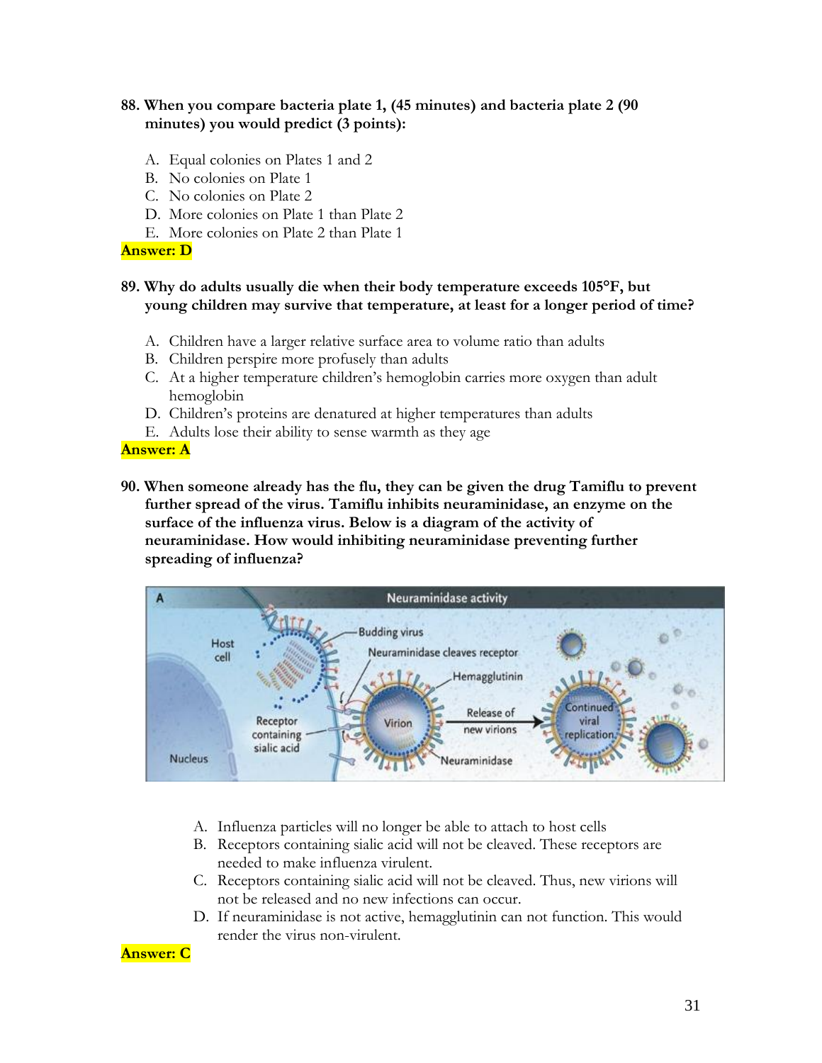**88. When you compare bacteria plate 1, (45 minutes) and bacteria plate 2 (90 minutes) you would predict (3 points):**

A. Equal colonies on Plates 1 and 2
B. No colonies on Plate 1
C. No colonies on Plate 2
D. More colonies on Plate 1 than Plate 2
E. More colonies on Plate 2 than Plate 1

**Answer: D**

**89. Why do adults usually die when their body temperature exceeds 105°F, but young children may survive that temperature, at least for a longer period of time?**

A. Children have a larger relative surface area to volume ratio than adults
B. Children perspire more profusely than adults
C. At a higher temperature children's hemoglobin carries more oxygen than adult hemoglobin
D. Children's proteins are denatured at higher temperatures than adults
E. Adults lose their ability to sense warmth as they age

**Answer: A**

**90. When someone already has the flu, they can be given the drug Tamiflu to prevent further spread of the virus. Tamiflu inhibits neuraminidase, an enzyme on the surface of the influenza virus. Below is a diagram of the activity of neuraminidase. How would inhibiting neuraminidase preventing further spreading of influenza?**

A. Influenza particles will no longer be able to attach to host cells
B. Receptors containing sialic acid will not be cleaved. These receptors are needed to make influenza virulent.
C. Receptors containing sialic acid will not be cleaved. Thus, new virions will not be released and no new infections can occur.
D. If neuraminidase is not active, hemagglutinin can not function. This would render the virus non-virulent.

**Answer: C**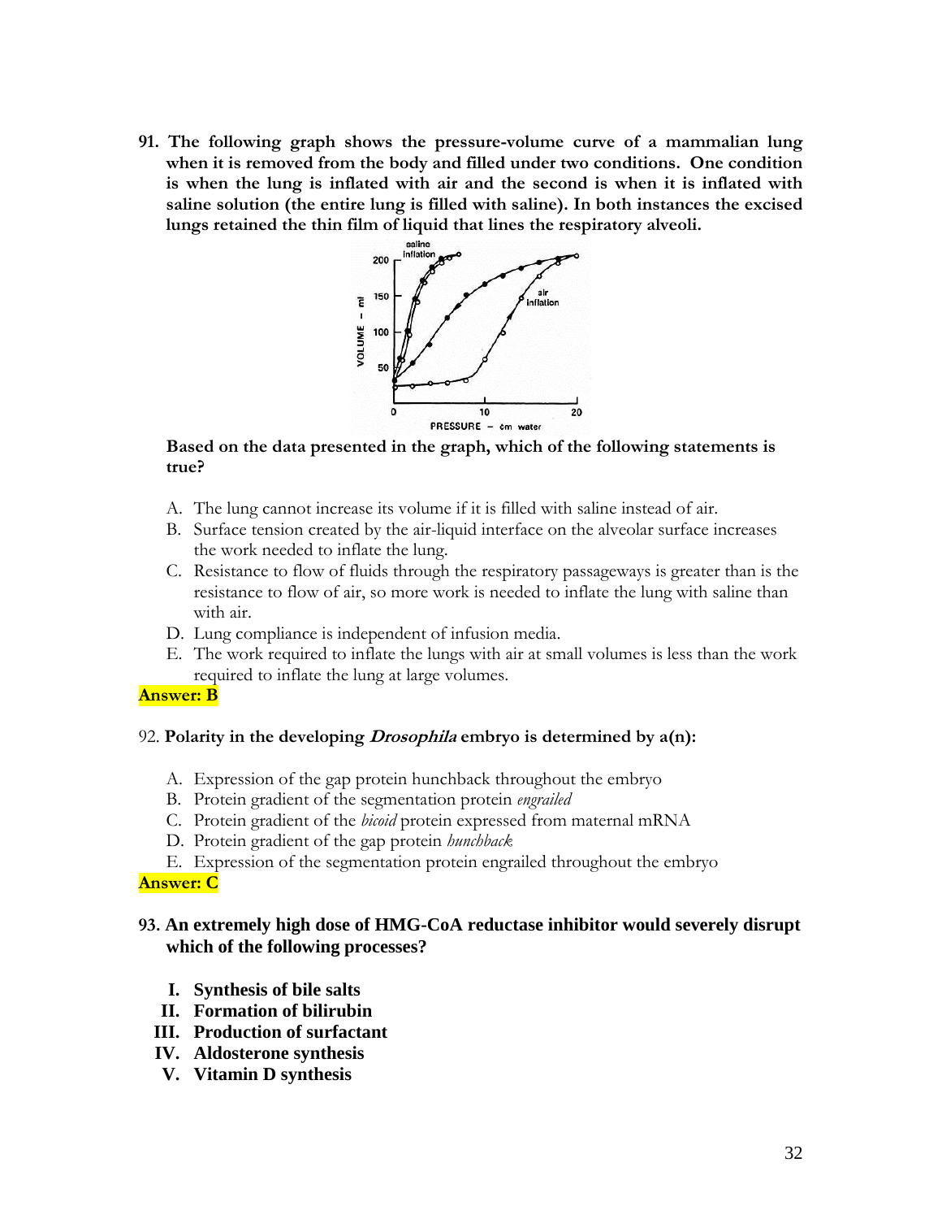**91. The following graph shows the pressure-volume curve of a mammalian lung when it is removed from the body and filled under two conditions. One condition is when the lung is inflated with air and the second is when it is inflated with saline solution (the entire lung is filled with saline). In both instances the excised lungs retained the thin film of liquid that lines the respiratory alveoli.**

**Based on the data presented in the graph, which of the following statements is true?**

A. The lung cannot increase its volume if it is filled with saline instead of air.
B. Surface tension created by the air-liquid interface on the alveolar surface increases the work needed to inflate the lung.
C. Resistance to flow of fluids through the respiratory passageways is greater than is the resistance to flow of air, so more work is needed to inflate the lung with saline than with air.
D. Lung compliance is independent of infusion media.
E. The work required to inflate the lungs with air at small volumes is less than the work required to inflate the lung at large volumes.

**Answer: B**

92. **Polarity in the developing *Drosophila* embryo is determined by a(n):**

A. Expression of the gap protein hunchback throughout the embryo
B. Protein gradient of the segmentation protein *engrailed*
C. Protein gradient of the *bicoid* protein expressed from maternal mRNA
D. Protein gradient of the gap protein *hunchback*
E. Expression of the segmentation protein engrailed throughout the embryo

**Answer: C**

**93. An extremely high dose of HMG-CoA reductase inhibitor would severely disrupt which of the following processes?**

**I. Synthesis of bile salts**
**II. Formation of bilirubin**
**III. Production of surfactant**
**IV. Aldosterone synthesis**
**V. Vitamin D synthesis**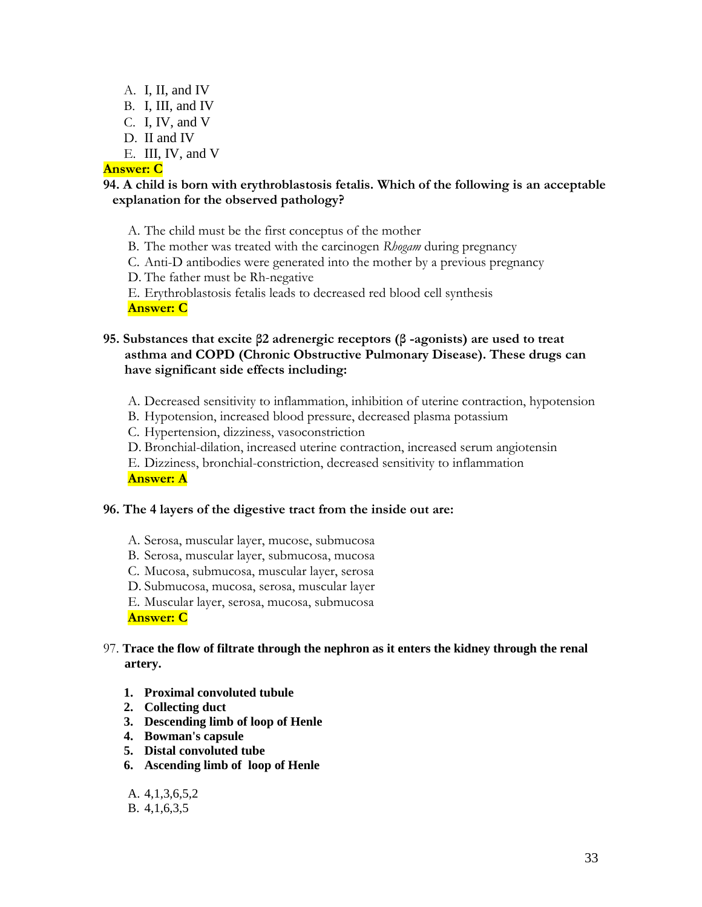A. I, II, and IV
B. I, III, and IV
C. I, IV, and V
D. II and IV
E. III, IV, and V

**Answer: C**

**94. A child is born with erythroblastosis fetalis. Which of the following is an acceptable explanation for the observed pathology?**

A. The child must be the first conceptus of the mother
B. The mother was treated with the carcinogen *Rhogam* during pregnancy
C. Anti-D antibodies were generated into the mother by a previous pregnancy
D. The father must be Rh-negative
E. Erythroblastosis fetalis leads to decreased red blood cell synthesis

**Answer: C**

**95. Substances that excite β2 adrenergic receptors (β -agonists) are used to treat asthma and COPD (Chronic Obstructive Pulmonary Disease). These drugs can have significant side effects including:**

A. Decreased sensitivity to inflammation, inhibition of uterine contraction, hypotension
B. Hypotension, increased blood pressure, decreased plasma potassium
C. Hypertension, dizziness, vasoconstriction
D. Bronchial-dilation, increased uterine contraction, increased serum angiotensin
E. Dizziness, bronchial-constriction, decreased sensitivity to inflammation

**Answer: A**

**96. The 4 layers of the digestive tract from the inside out are:**

A. Serosa, muscular layer, mucose, submucosa
B. Serosa, muscular layer, submucosa, mucosa
C. Mucosa, submucosa, muscular layer, serosa
D. Submucosa, mucosa, serosa, muscular layer
E. Muscular layer, serosa, mucosa, submucosa

**Answer: C**

97. **Trace the flow of filtrate through the nephron as it enters the kidney through the renal artery.**

1. **Proximal convoluted tubule**
2. **Collecting duct**
3. **Descending limb of loop of Henle**
4. **Bowman's capsule**
5. **Distal convoluted tube**
6. **Ascending limb of loop of Henle**

A. 4,1,3,6,5,2
B. 4,1,6,3,5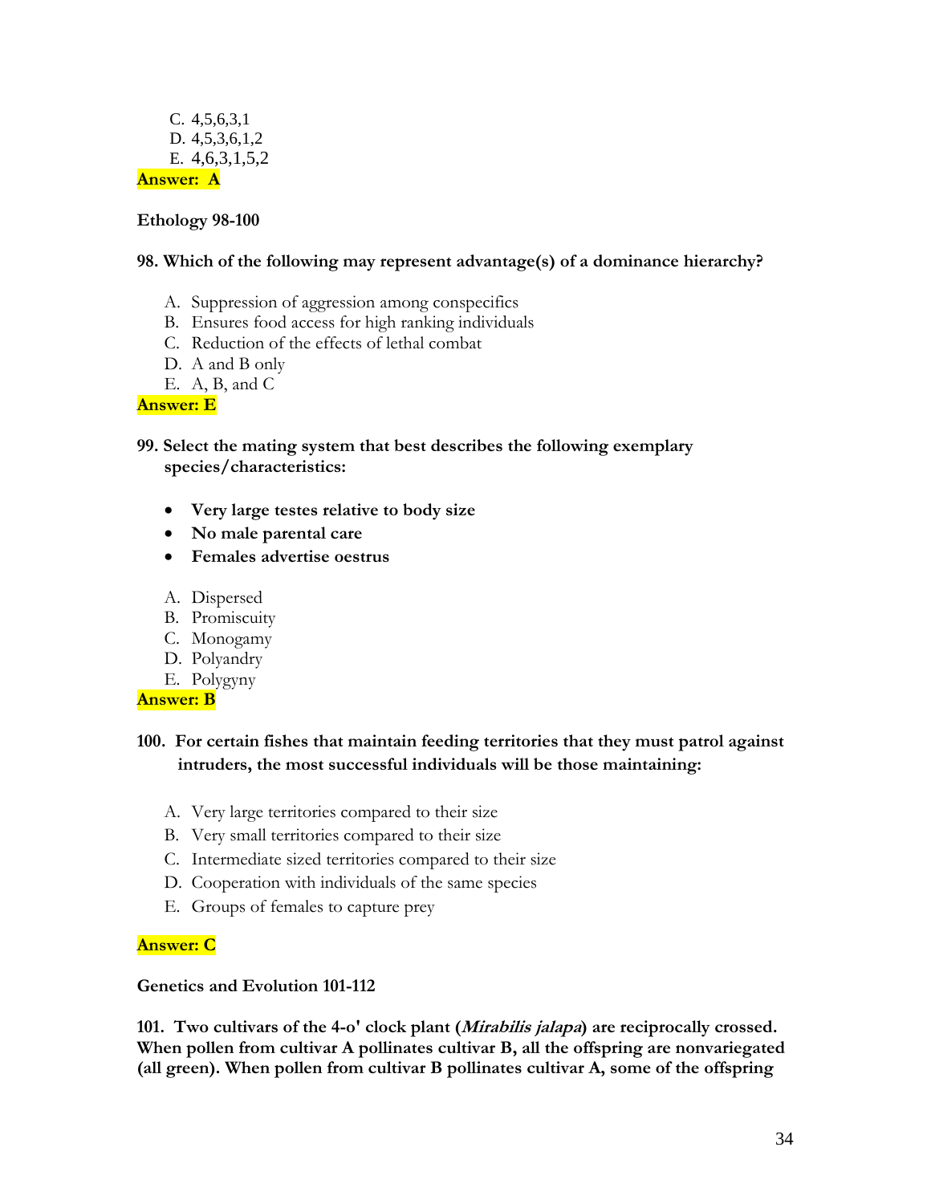C. 4,5,6,3,1
D. 4,5,3,6,1,2
E. 4,6,3,1,5,2

**Answer: A**

**Ethology 98-100**

**98. Which of the following may represent advantage(s) of a dominance hierarchy?**

A. Suppression of aggression among conspecifics
B. Ensures food access for high ranking individuals
C. Reduction of the effects of lethal combat
D. A and B only
E. A, B, and C

**Answer: E**

**99. Select the mating system that best describes the following exemplary species/characteristics:**

- **Very large testes relative to body size**
- **No male parental care**
- **Females advertise oestrus**

A. Dispersed
B. Promiscuity
C. Monogamy
D. Polyandry
E. Polygyny

**Answer: B**

**100. For certain fishes that maintain feeding territories that they must patrol against intruders, the most successful individuals will be those maintaining:**

A. Very large territories compared to their size
B. Very small territories compared to their size
C. Intermediate sized territories compared to their size
D. Cooperation with individuals of the same species
E. Groups of females to capture prey

**Answer: C**

**Genetics and Evolution 101-112**

**101. Two cultivars of the 4-o' clock plant (*Mirabilis jalapa*) are reciprocally crossed. When pollen from cultivar A pollinates cultivar B, all the offspring are nonvariegated (all green). When pollen from cultivar B pollinates cultivar A, some of the offspring**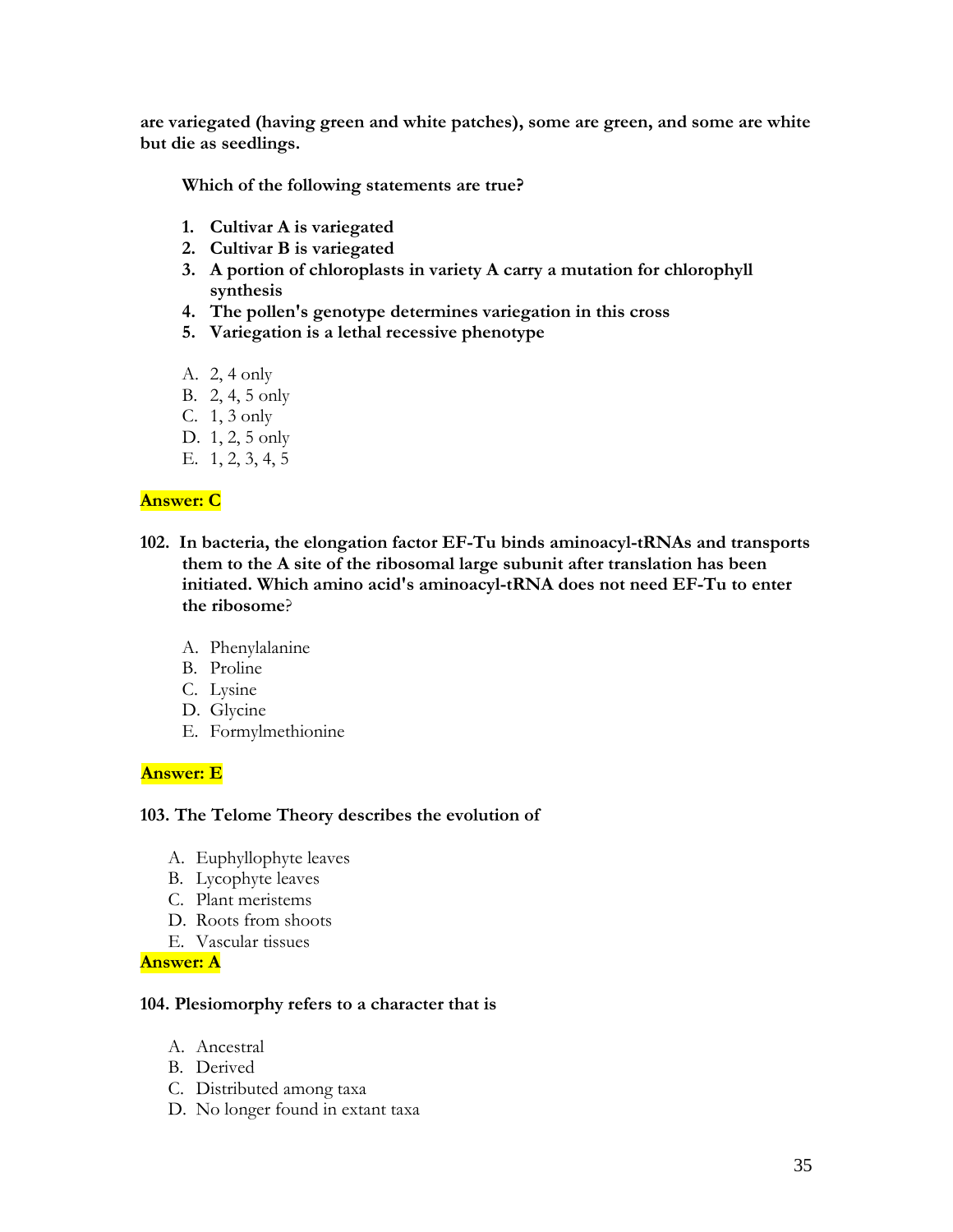**are variegated (having green and white patches), some are green, and some are white but die as seedlings.**

**Which of the following statements are true?**

1. **Cultivar A is variegated**
2. **Cultivar B is variegated**
3. **A portion of chloroplasts in variety A carry a mutation for chlorophyll synthesis**
4. **The pollen's genotype determines variegation in this cross**
5. **Variegation is a lethal recessive phenotype**

A. 2, 4 only
B. 2, 4, 5 only
C. 1, 3 only
D. 1, 2, 5 only
E. 1, 2, 3, 4, 5

**Answer: C**

**102. In bacteria, the elongation factor EF-Tu binds aminoacyl-tRNAs and transports them to the A site of the ribosomal large subunit after translation has been initiated. Which amino acid's aminoacyl-tRNA does not need EF-Tu to enter the ribosome**?

A. Phenylalanine
B. Proline
C. Lysine
D. Glycine
E. Formylmethionine

**Answer: E**

**103. The Telome Theory describes the evolution of**

A. Euphyllophyte leaves
B. Lycophyte leaves
C. Plant meristems
D. Roots from shoots
E. Vascular tissues

**Answer: A**

**104. Plesiomorphy refers to a character that is**

A. Ancestral
B. Derived
C. Distributed among taxa
D. No longer found in extant taxa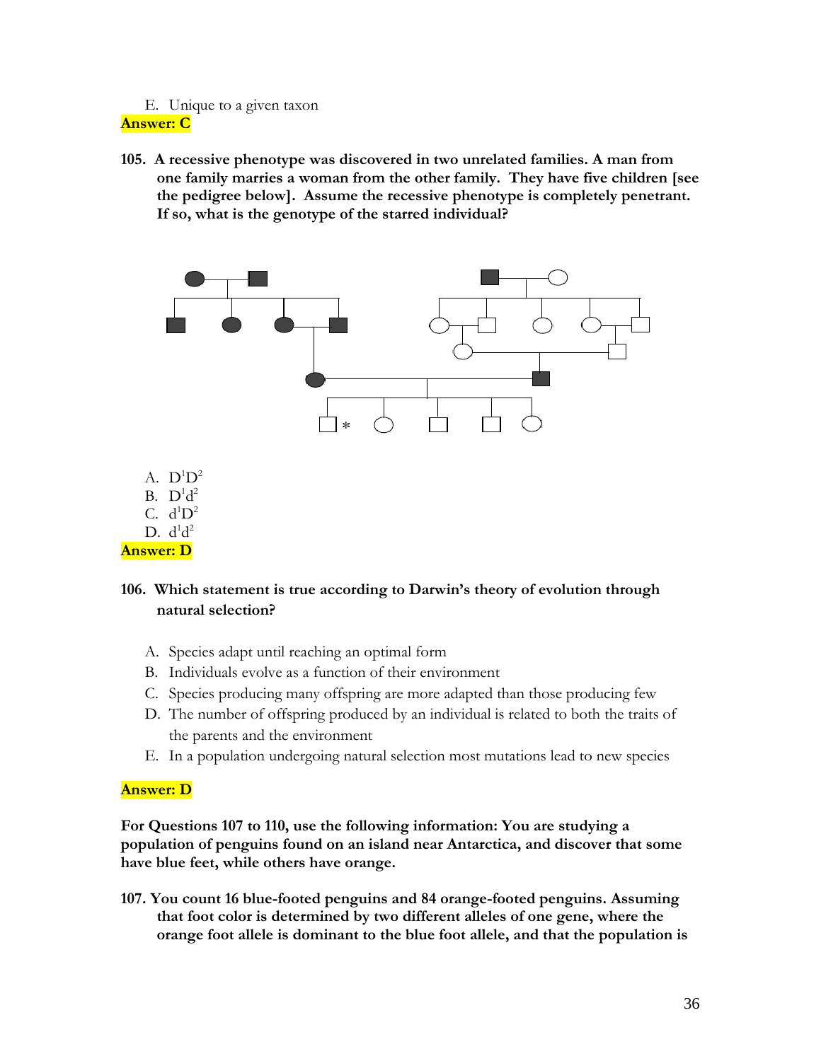E. Unique to a given taxon

**Answer: C**

**105. A recessive phenotype was discovered in two unrelated families. A man from one family marries a woman from the other family. They have five children [see the pedigree below]. Assume the recessive phenotype is completely penetrant. If so, what is the genotype of the starred individual?**

A. $D^1D^2$
B. $D^1d^2$
C. $d^1D^2$
D. $d^1d^2$

**Answer: D**

**106. Which statement is true according to Darwin's theory of evolution through natural selection?**

A. Species adapt until reaching an optimal form
B. Individuals evolve as a function of their environment
C. Species producing many offspring are more adapted than those producing few
D. The number of offspring produced by an individual is related to both the traits of the parents and the environment
E. In a population undergoing natural selection most mutations lead to new species

**Answer: D**

**For Questions 107 to 110, use the following information: You are studying a population of penguins found on an island near Antarctica, and discover that some have blue feet, while others have orange.**

**107. You count 16 blue-footed penguins and 84 orange-footed penguins. Assuming that foot color is determined by two different alleles of one gene, where the orange foot allele is dominant to the blue foot allele, and that the population is**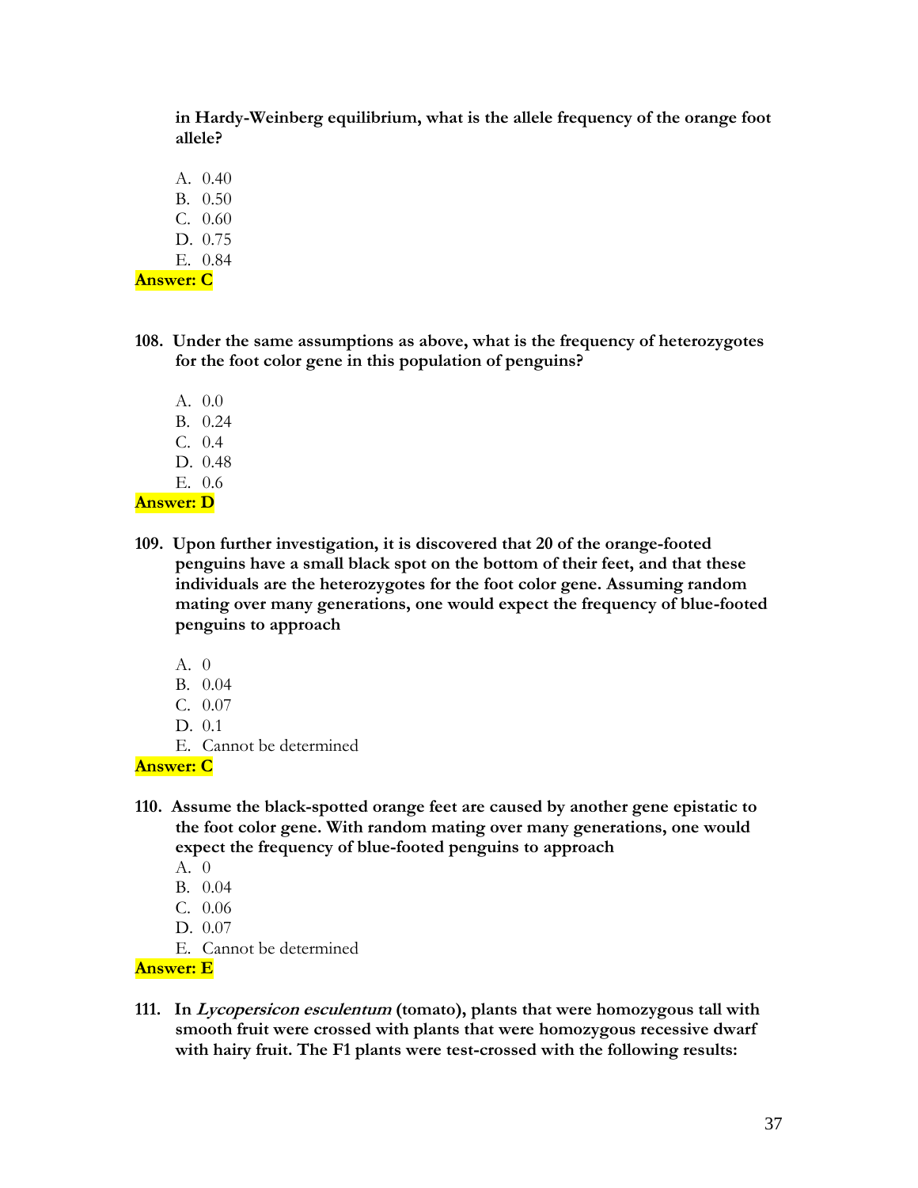**in Hardy-Weinberg equilibrium, what is the allele frequency of the orange foot allele?**

A. 0.40
B. 0.50
C. 0.60
D. 0.75
E. 0.84

**Answer: C**

**108. Under the same assumptions as above, what is the frequency of heterozygotes for the foot color gene in this population of penguins?**

A. 0.0
B. 0.24
C. 0.4
D. 0.48
E. 0.6

**Answer: D**

**109. Upon further investigation, it is discovered that 20 of the orange-footed penguins have a small black spot on the bottom of their feet, and that these individuals are the heterozygotes for the foot color gene. Assuming random mating over many generations, one would expect the frequency of blue-footed penguins to approach**

A. 0
B. 0.04
C. 0.07
D. 0.1
E. Cannot be determined

**Answer: C**

**110. Assume the black-spotted orange feet are caused by another gene epistatic to the foot color gene. With random mating over many generations, one would expect the frequency of blue-footed penguins to approach**

A. 0
B. 0.04
C. 0.06
D. 0.07
E. Cannot be determined

**Answer: E**

**111. In *Lycopersicon esculentum* (tomato), plants that were homozygous tall with smooth fruit were crossed with plants that were homozygous recessive dwarf with hairy fruit. The F1 plants were test-crossed with the following results:**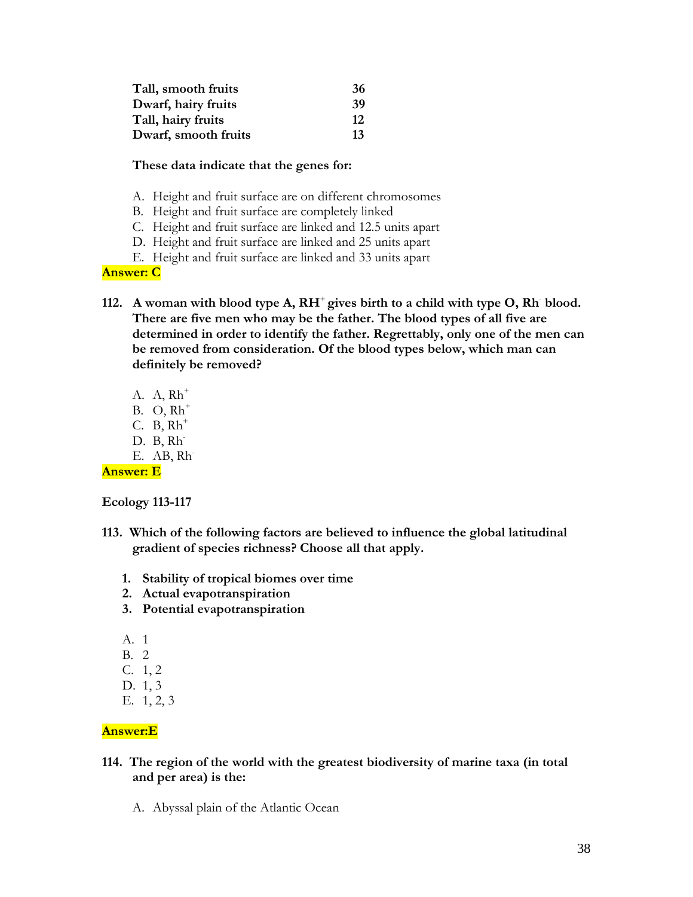| | |
|---|---|
| **Tall, smooth fruits** | **36** |
| **Dwarf, hairy fruits** | **39** |
| **Tall, hairy fruits** | **12** |
| **Dwarf, smooth fruits** | **13** |

**These data indicate that the genes for:**

A. Height and fruit surface are on different chromosomes
B. Height and fruit surface are completely linked
C. Height and fruit surface are linked and 12.5 units apart
D. Height and fruit surface are linked and 25 units apart
E. Height and fruit surface are linked and 33 units apart

**Answer: C**

**112. A woman with blood type A, $RH^+$ gives birth to a child with type O, $Rh^-$ blood. There are five men who may be the father. The blood types of all five are determined in order to identify the father. Regrettably, only one of the men can be removed from consideration. Of the blood types below, which man can definitely be removed?**

A. A, $Rh^+$
B. O, $Rh^+$
C. B, $Rh^+$
D. B, $Rh^-$
E. AB, $Rh^-$

**Answer: E**

**Ecology 113-117**

**113. Which of the following factors are believed to influence the global latitudinal gradient of species richness? Choose all that apply.**

1. **Stability of tropical biomes over time**
2. **Actual evapotranspiration**
3. **Potential evapotranspiration**

A. 1
B. 2
C. 1, 2
D. 1, 3
E. 1, 2, 3

**Answer:E**

**114. The region of the world with the greatest biodiversity of marine taxa (in total and per area) is the:**

A. Abyssal plain of the Atlantic Ocean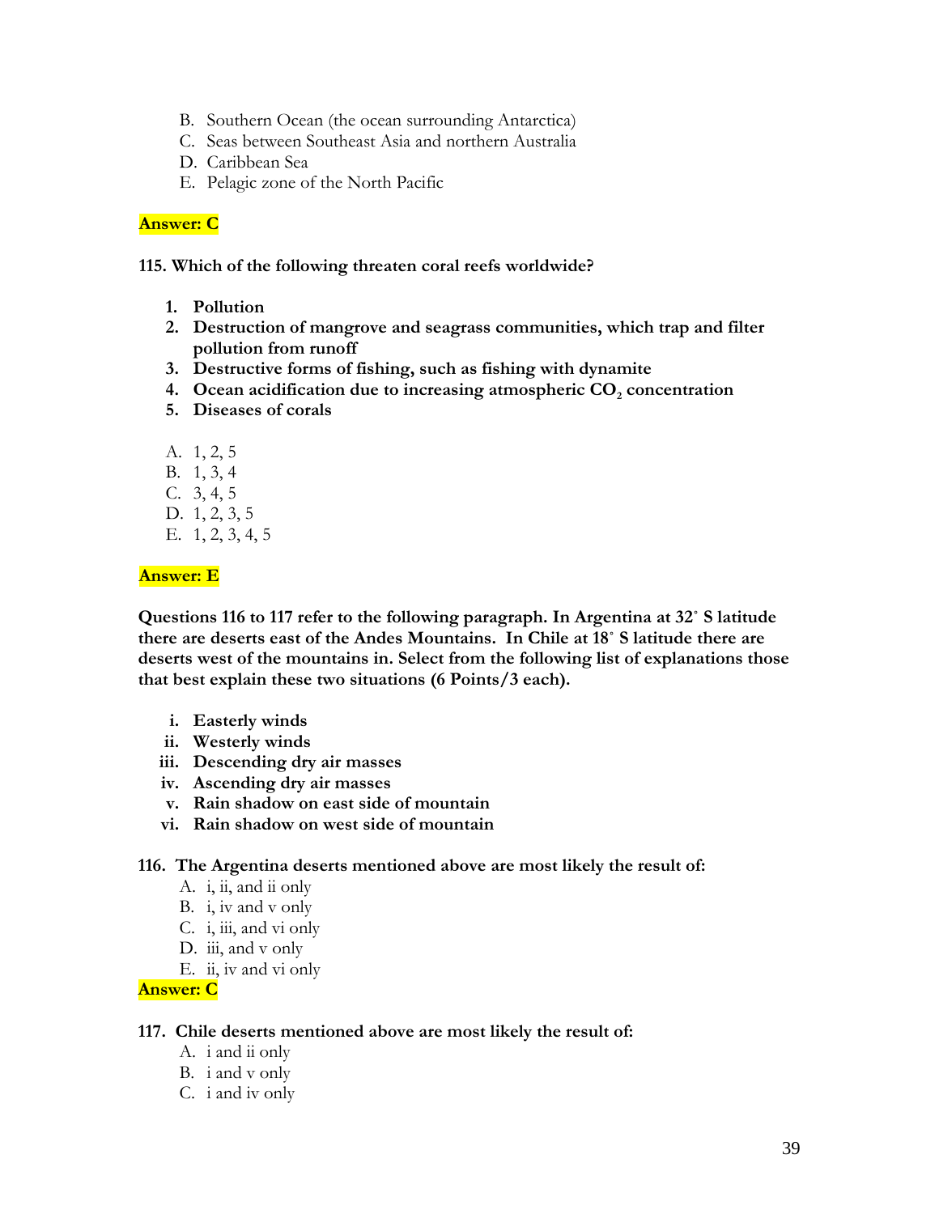B. Southern Ocean (the ocean surrounding Antarctica)
C. Seas between Southeast Asia and northern Australia
D. Caribbean Sea
E. Pelagic zone of the North Pacific

**Answer: C**

**115. Which of the following threaten coral reefs worldwide?**

1. **Pollution**
2. **Destruction of mangrove and seagrass communities, which trap and filter pollution from runoff**
3. **Destructive forms of fishing, such as fishing with dynamite**
4. **Ocean acidification due to increasing atmospheric $CO_2$ concentration**
5. **Diseases of corals**

A. 1, 2, 5
B. 1, 3, 4
C. 3, 4, 5
D. 1, 2, 3, 5
E. 1, 2, 3, 4, 5

**Answer: E**

**Questions 116 to 117 refer to the following paragraph. In Argentina at 32˚ S latitude there are deserts east of the Andes Mountains. In Chile at 18˚ S latitude there are deserts west of the mountains in. Select from the following list of explanations those that best explain these two situations (6 Points/3 each).**

i. **Easterly winds**
ii. **Westerly winds**
iii. **Descending dry air masses**
iv. **Ascending dry air masses**
v. **Rain shadow on east side of mountain**
vi. **Rain shadow on west side of mountain**

**116. The Argentina deserts mentioned above are most likely the result of:**

A. i, ii, and ii only
B. i, iv and v only
C. i, iii, and vi only
D. iii, and v only
E. ii, iv and vi only

**Answer: C**

**117. Chile deserts mentioned above are most likely the result of:**

A. i and ii only
B. i and v only
C. i and iv only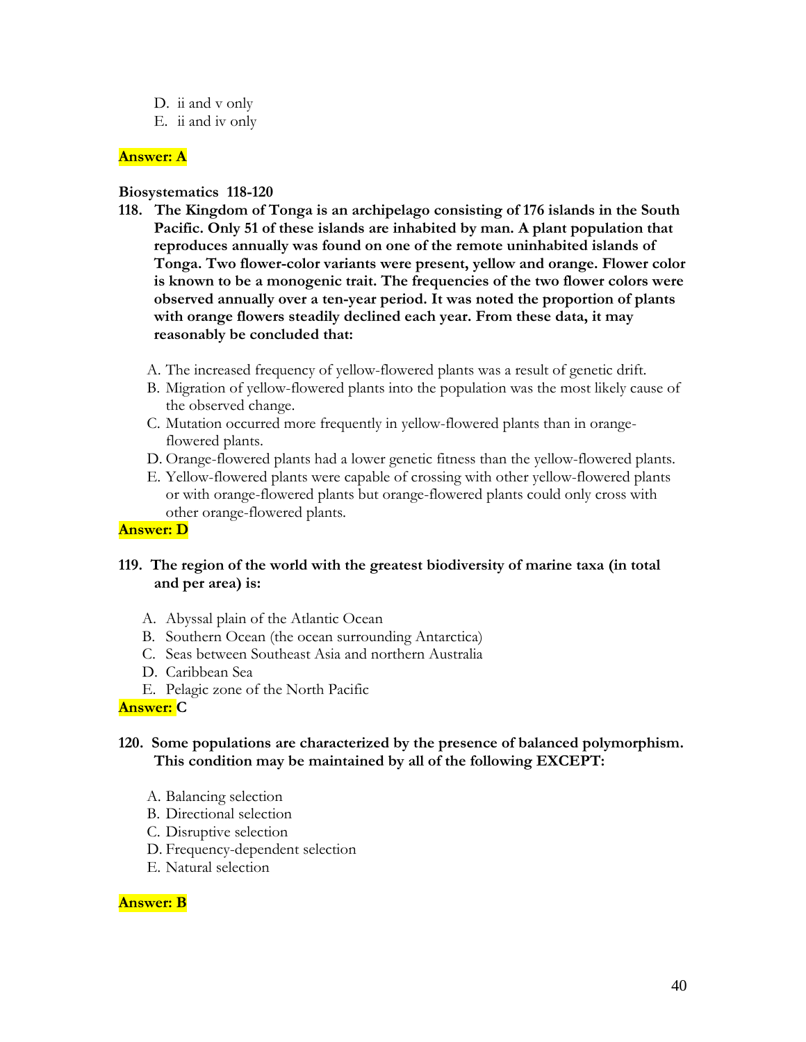D. ii and v only
E. ii and iv only

**Answer: A**

**Biosystematics 118-120**

**118. The Kingdom of Tonga is an archipelago consisting of 176 islands in the South Pacific. Only 51 of these islands are inhabited by man. A plant population that reproduces annually was found on one of the remote uninhabited islands of Tonga. Two flower-color variants were present, yellow and orange. Flower color is known to be a monogenic trait. The frequencies of the two flower colors were observed annually over a ten-year period. It was noted the proportion of plants with orange flowers steadily declined each year. From these data, it may reasonably be concluded that:**

A. The increased frequency of yellow-flowered plants was a result of genetic drift.
B. Migration of yellow-flowered plants into the population was the most likely cause of the observed change.
C. Mutation occurred more frequently in yellow-flowered plants than in orange-flowered plants.
D. Orange-flowered plants had a lower genetic fitness than the yellow-flowered plants.
E. Yellow-flowered plants were capable of crossing with other yellow-flowered plants or with orange-flowered plants but orange-flowered plants could only cross with other orange-flowered plants.

**Answer: D**

**119. The region of the world with the greatest biodiversity of marine taxa (in total and per area) is:**

A. Abyssal plain of the Atlantic Ocean
B. Southern Ocean (the ocean surrounding Antarctica)
C. Seas between Southeast Asia and northern Australia
D. Caribbean Sea
E. Pelagic zone of the North Pacific

**Answer: C**

**120. Some populations are characterized by the presence of balanced polymorphism. This condition may be maintained by all of the following EXCEPT:**

A. Balancing selection
B. Directional selection
C. Disruptive selection
D. Frequency-dependent selection
E. Natural selection

**Answer: B**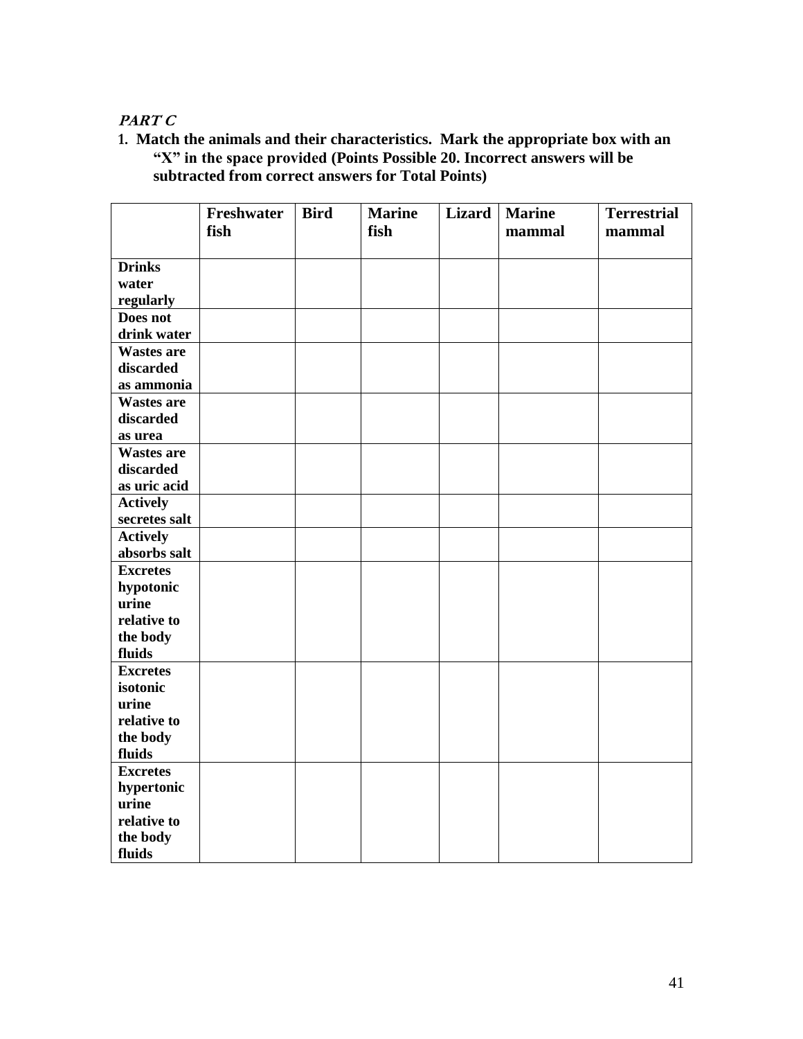***PART C***

**1. Match the animals and their characteristics. Mark the appropriate box with an "X" in the space provided (Points Possible 20. Incorrect answers will be subtracted from correct answers for Total Points)**

| | **Freshwater fish** | **Bird** | **Marine fish** | **Lizard** | **Marine mammal** | **Terrestrial mammal** |
|---|---|---|---|---|---|---|
| **Drinks water regularly** | | | | | | |
| **Does not drink water** | | | | | | |
| **Wastes are discarded as ammonia** | | | | | | |
| **Wastes are discarded as urea** | | | | | | |
| **Wastes are discarded as uric acid** | | | | | | |
| **Actively secretes salt** | | | | | | |
| **Actively absorbs salt** | | | | | | |
| **Excretes hypotonic urine relative to the body fluids** | | | | | | |
| **Excretes isotonic urine relative to the body fluids** | | | | | | |
| **Excretes hypertonic urine relative to the body fluids** | | | | | | |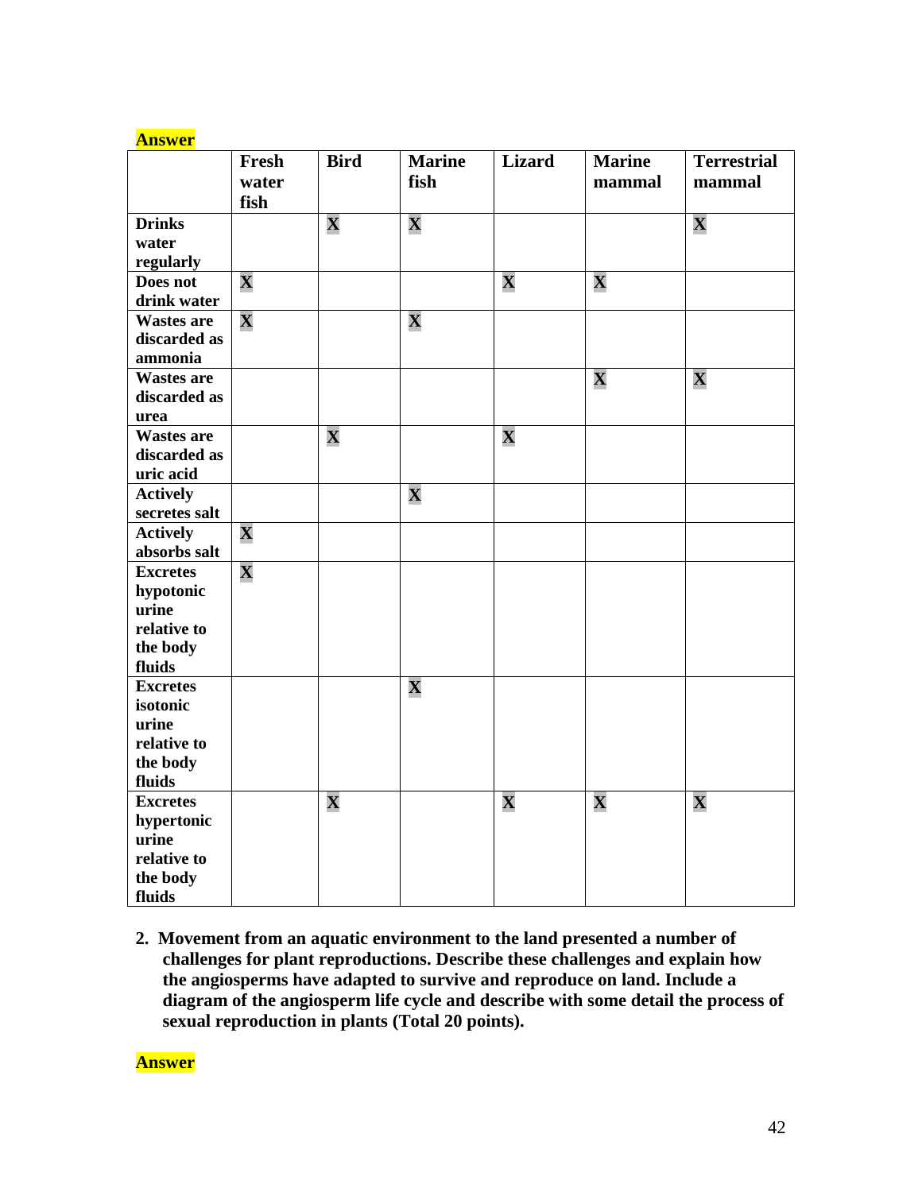**Answer**

| | Fresh water fish | Bird | Marine fish | Lizard | Marine mammal | Terrestrial mammal |
|---|---|---|---|---|---|---|
| **Drinks water regularly** | | X | X | | | X |
| **Does not drink water** | X | | | X | X | |
| **Wastes are discarded as ammonia** | X | | X | | | |
| **Wastes are discarded as urea** | | | | | X | X |
| **Wastes are discarded as uric acid** | | X | | X | | |
| **Actively secretes salt** | | | X | | | |
| **Actively absorbs salt** | X | | | | | |
| **Excretes hypotonic urine relative to the body fluids** | X | | | | | |
| **Excretes isotonic urine relative to the body fluids** | | | X | | | |
| **Excretes hypertonic urine relative to the body fluids** | | X | | X | X | X |

2. **Movement from an aquatic environment to the land presented a number of challenges for plant reproductions. Describe these challenges and explain how the angiosperms have adapted to survive and reproduce on land. Include a diagram of the angiosperm life cycle and describe with some detail the process of sexual reproduction in plants (Total 20 points).**

**Answer**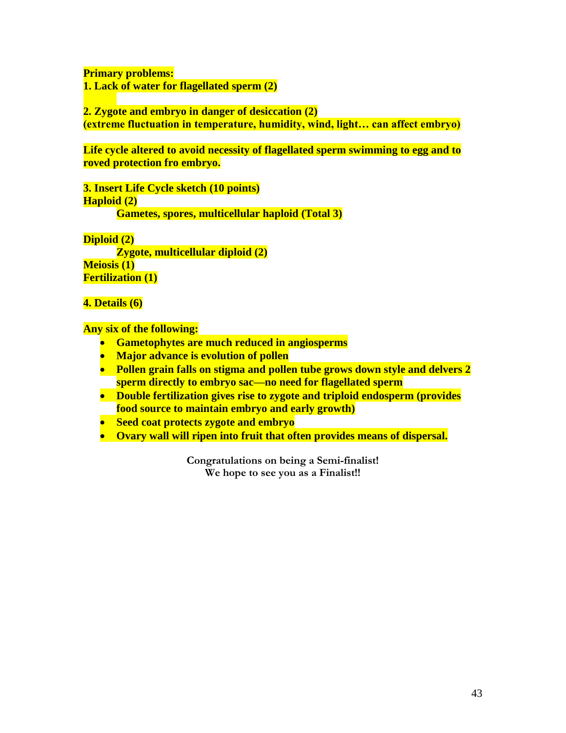**Primary problems:**
**1. Lack of water for flagellated sperm (2)**

**2. Zygote and embryo in danger of desiccation (2)**
**(extreme fluctuation in temperature, humidity, wind, light… can affect embryo)**

**Life cycle altered to avoid necessity of flagellated sperm swimming to egg and to roved protection fro embryo.**

**3. Insert Life Cycle sketch (10 points)**
**Haploid (2)**
   **Gametes, spores, multicellular haploid (Total 3)**

**Diploid (2)**
   **Zygote, multicellular diploid (2)**
**Meiosis (1)**
**Fertilization (1)**

**4. Details (6)**

**Any six of the following:**

- **Gametophytes are much reduced in angiosperms**
- **Major advance is evolution of pollen**
- **Pollen grain falls on stigma and pollen tube grows down style and delvers 2 sperm directly to embryo sac—no need for flagellated sperm**
- **Double fertilization gives rise to zygote and triploid endosperm (provides food source to maintain embryo and early growth)**
- **Seed coat protects zygote and embryo**
- **Ovary wall will ripen into fruit that often provides means of dispersal.**

**Congratulations on being a Semi-finalist!**
**We hope to see you as a Finalist!!**